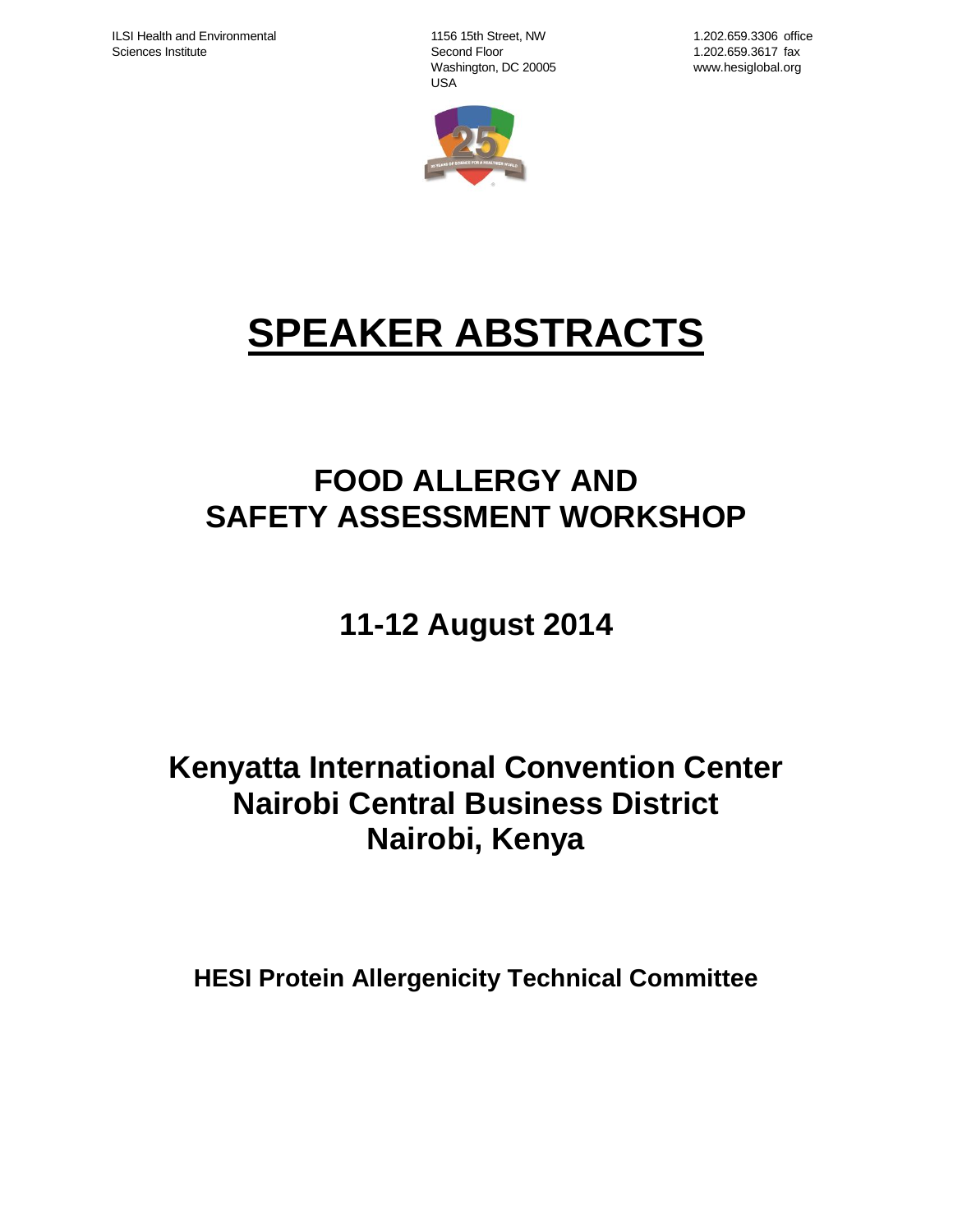ILSI Health and Environmental Sciences Institute

1156 15th Street, NW
Second Floor
Washington, DC 20005
USA

1.202.659.3306 office
1.202.659.3617 fax
www.hesiglobal.org

# SPEAKER ABSTRACTS

## FOOD ALLERGY AND SAFETY ASSESSMENT WORKSHOP

## 11-12 August 2014

## Kenyatta International Convention Center
## Nairobi Central Business District
## Nairobi, Kenya

**HESI Protein Allergenicity Technical Committee**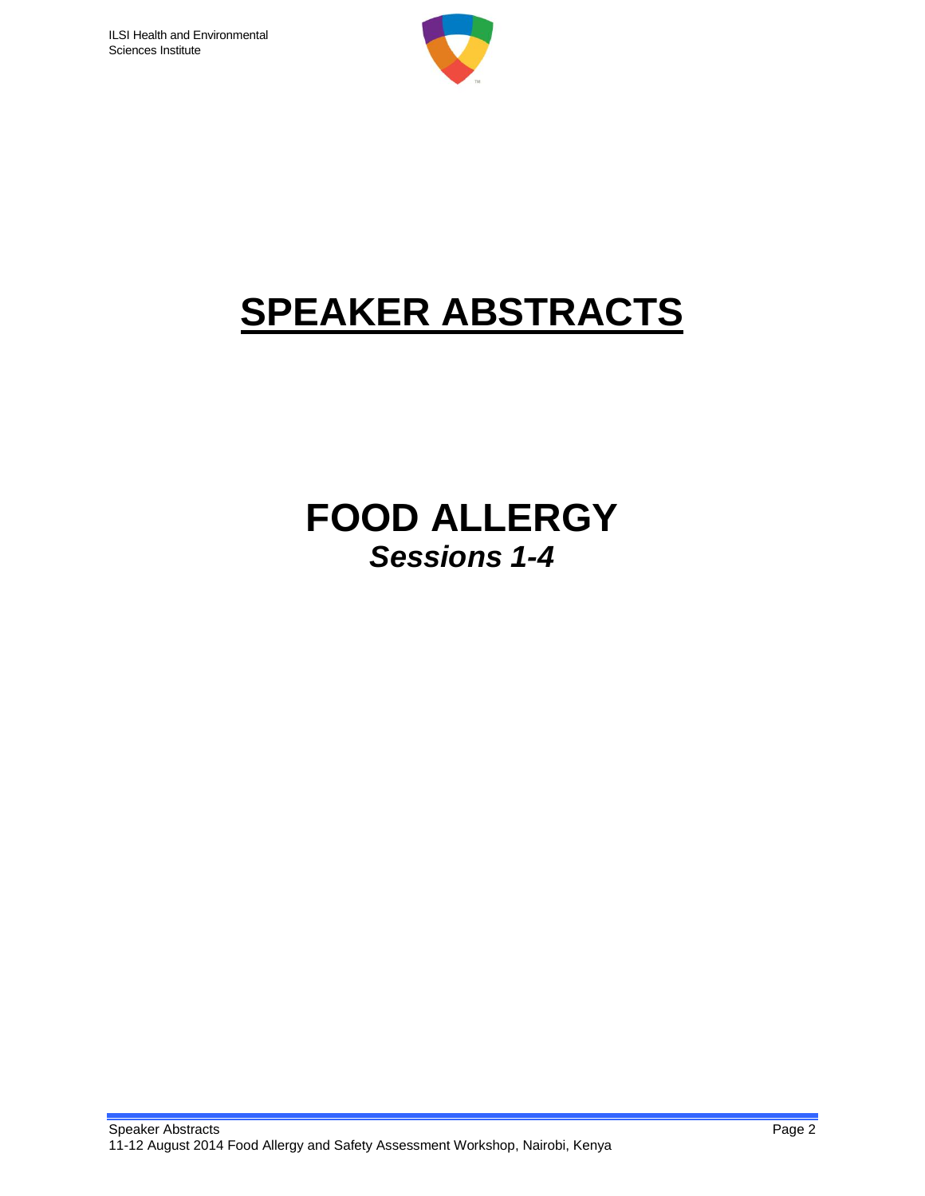# SPEAKER ABSTRACTS

# FOOD ALLERGY

***Sessions 1-4***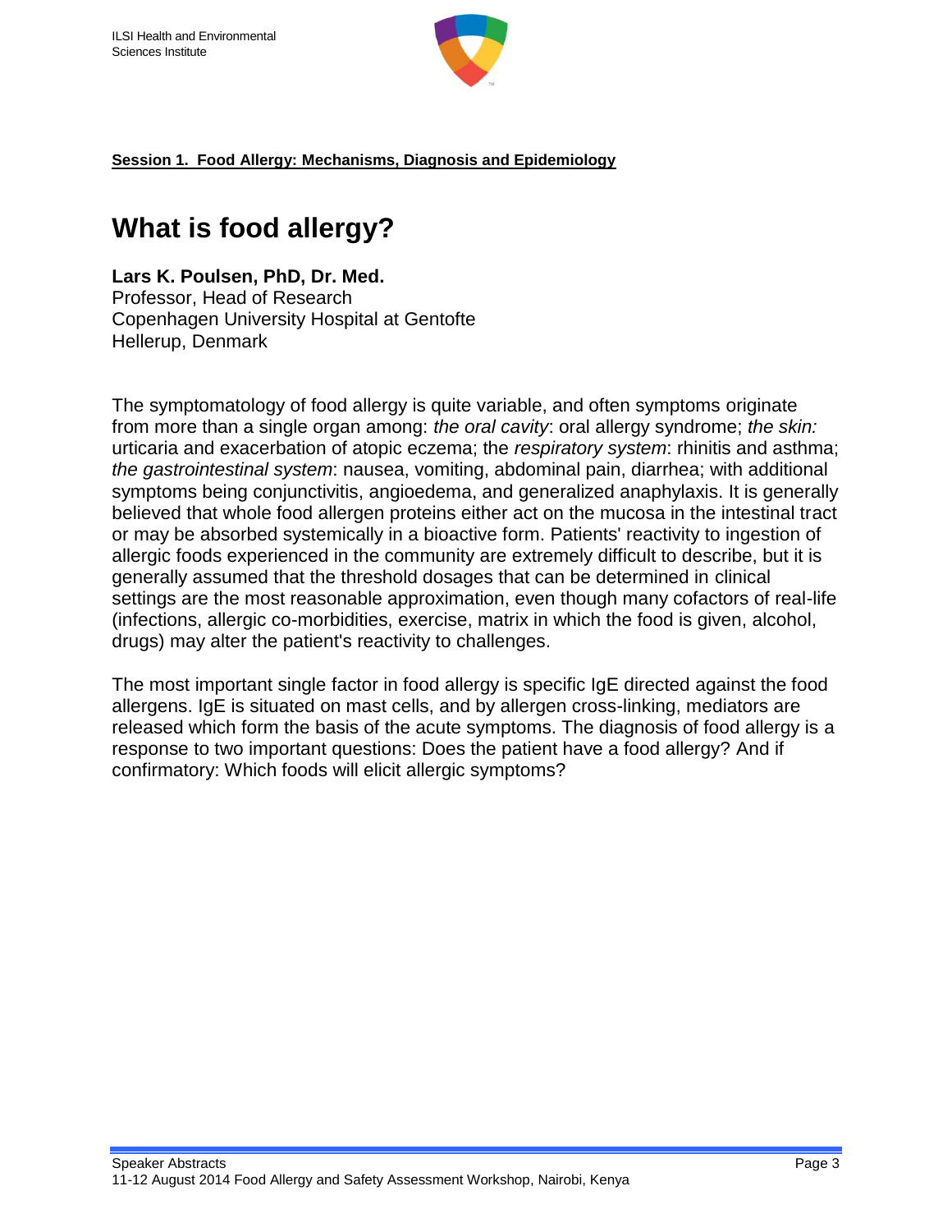**Session 1. Food Allergy: Mechanisms, Diagnosis and Epidemiology**

# What is food allergy?

**Lars K. Poulsen, PhD, Dr. Med.**
Professor, Head of Research
Copenhagen University Hospital at Gentofte
Hellerup, Denmark

The symptomatology of food allergy is quite variable, and often symptoms originate from more than a single organ among: *the oral cavity*: oral allergy syndrome; *the skin:* urticaria and exacerbation of atopic eczema; the *respiratory system*: rhinitis and asthma; *the gastrointestinal system*: nausea, vomiting, abdominal pain, diarrhea; with additional symptoms being conjunctivitis, angioedema, and generalized anaphylaxis. It is generally believed that whole food allergen proteins either act on the mucosa in the intestinal tract or may be absorbed systemically in a bioactive form. Patients' reactivity to ingestion of allergic foods experienced in the community are extremely difficult to describe, but it is generally assumed that the threshold dosages that can be determined in clinical settings are the most reasonable approximation, even though many cofactors of real-life (infections, allergic co-morbidities, exercise, matrix in which the food is given, alcohol, drugs) may alter the patient's reactivity to challenges.

The most important single factor in food allergy is specific IgE directed against the food allergens. IgE is situated on mast cells, and by allergen cross-linking, mediators are released which form the basis of the acute symptoms. The diagnosis of food allergy is a response to two important questions: Does the patient have a food allergy? And if confirmatory: Which foods will elicit allergic symptoms?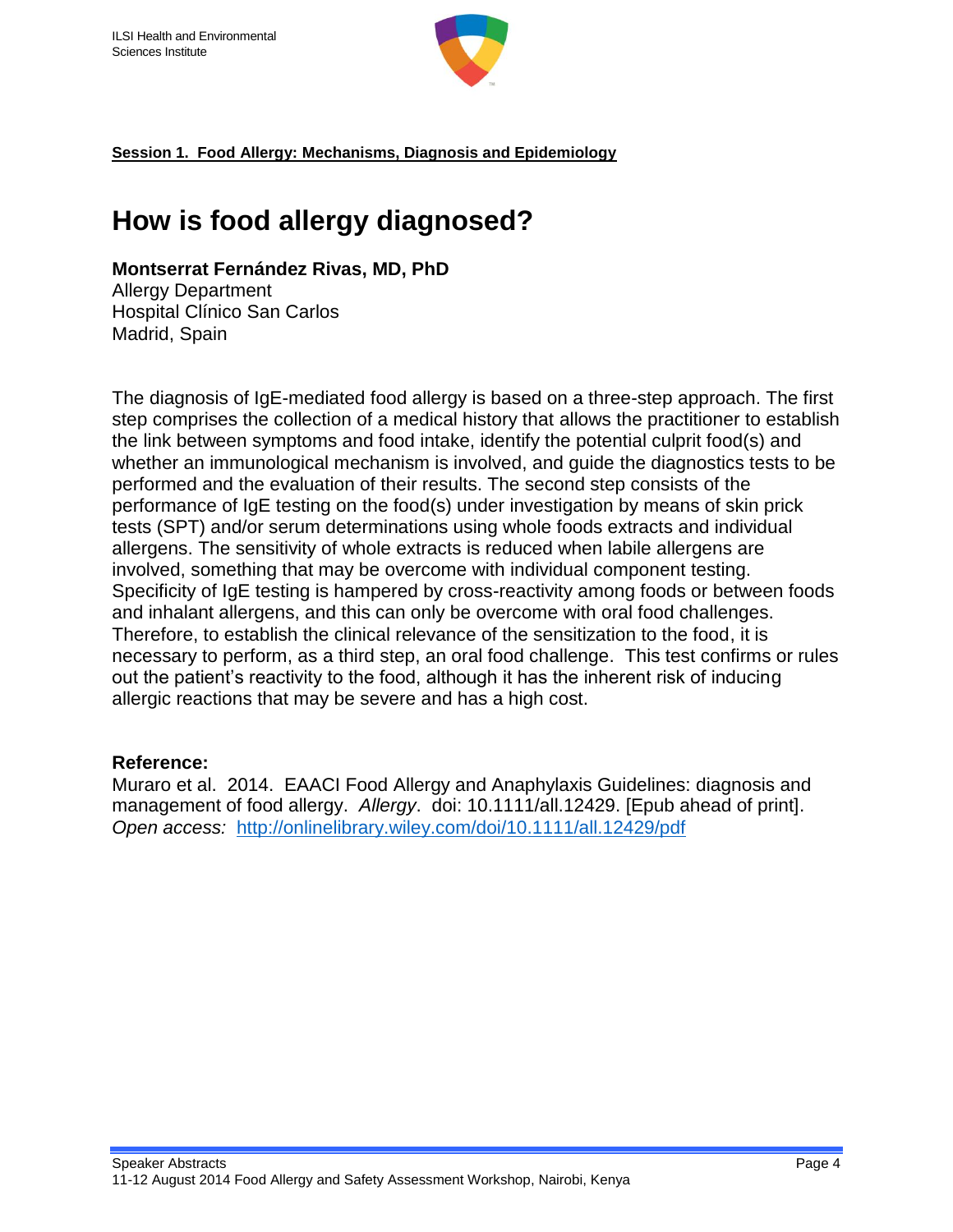**Session 1. Food Allergy: Mechanisms, Diagnosis and Epidemiology**

# How is food allergy diagnosed?

**Montserrat Fernández Rivas, MD, PhD**
Allergy Department
Hospital Clínico San Carlos
Madrid, Spain

The diagnosis of IgE-mediated food allergy is based on a three-step approach. The first step comprises the collection of a medical history that allows the practitioner to establish the link between symptoms and food intake, identify the potential culprit food(s) and whether an immunological mechanism is involved, and guide the diagnostics tests to be performed and the evaluation of their results. The second step consists of the performance of IgE testing on the food(s) under investigation by means of skin prick tests (SPT) and/or serum determinations using whole foods extracts and individual allergens. The sensitivity of whole extracts is reduced when labile allergens are involved, something that may be overcome with individual component testing. Specificity of IgE testing is hampered by cross-reactivity among foods or between foods and inhalant allergens, and this can only be overcome with oral food challenges. Therefore, to establish the clinical relevance of the sensitization to the food, it is necessary to perform, as a third step, an oral food challenge. This test confirms or rules out the patient's reactivity to the food, although it has the inherent risk of inducing allergic reactions that may be severe and has a high cost.

**Reference:**
Muraro et al. 2014. EAACI Food Allergy and Anaphylaxis Guidelines: diagnosis and management of food allergy. *Allergy*. doi: 10.1111/all.12429. [Epub ahead of print]. *Open access:* http://onlinelibrary.wiley.com/doi/10.1111/all.12429/pdf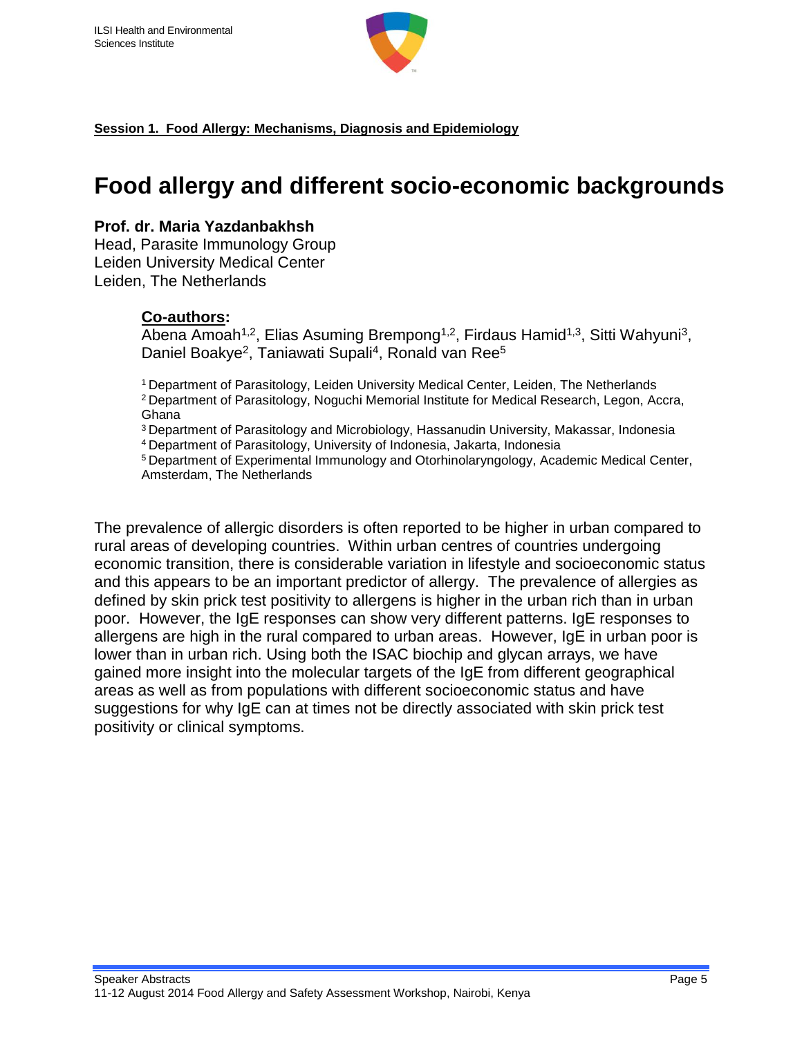**Session 1. Food Allergy: Mechanisms, Diagnosis and Epidemiology**

# Food allergy and different socio-economic backgrounds

**Prof. dr. Maria Yazdanbakhsh**
Head, Parasite Immunology Group
Leiden University Medical Center
Leiden, The Netherlands

**Co-authors:**
Abena Amoah[1,2], Elias Asuming Brempong[1,2], Firdaus Hamid[1,3], Sitti Wahyuni[3], Daniel Boakye[2], Taniawati Supali[4], Ronald van Ree[5]

[1] Department of Parasitology, Leiden University Medical Center, Leiden, The Netherlands
[2] Department of Parasitology, Noguchi Memorial Institute for Medical Research, Legon, Accra, Ghana
[3] Department of Parasitology and Microbiology, Hassanudin University, Makassar, Indonesia
[4] Department of Parasitology, University of Indonesia, Jakarta, Indonesia
[5] Department of Experimental Immunology and Otorhinolaryngology, Academic Medical Center, Amsterdam, The Netherlands

The prevalence of allergic disorders is often reported to be higher in urban compared to rural areas of developing countries. Within urban centres of countries undergoing economic transition, there is considerable variation in lifestyle and socioeconomic status and this appears to be an important predictor of allergy. The prevalence of allergies as defined by skin prick test positivity to allergens is higher in the urban rich than in urban poor. However, the IgE responses can show very different patterns. IgE responses to allergens are high in the rural compared to urban areas. However, IgE in urban poor is lower than in urban rich. Using both the ISAC biochip and glycan arrays, we have gained more insight into the molecular targets of the IgE from different geographical areas as well as from populations with different socioeconomic status and have suggestions for why IgE can at times not be directly associated with skin prick test positivity or clinical symptoms.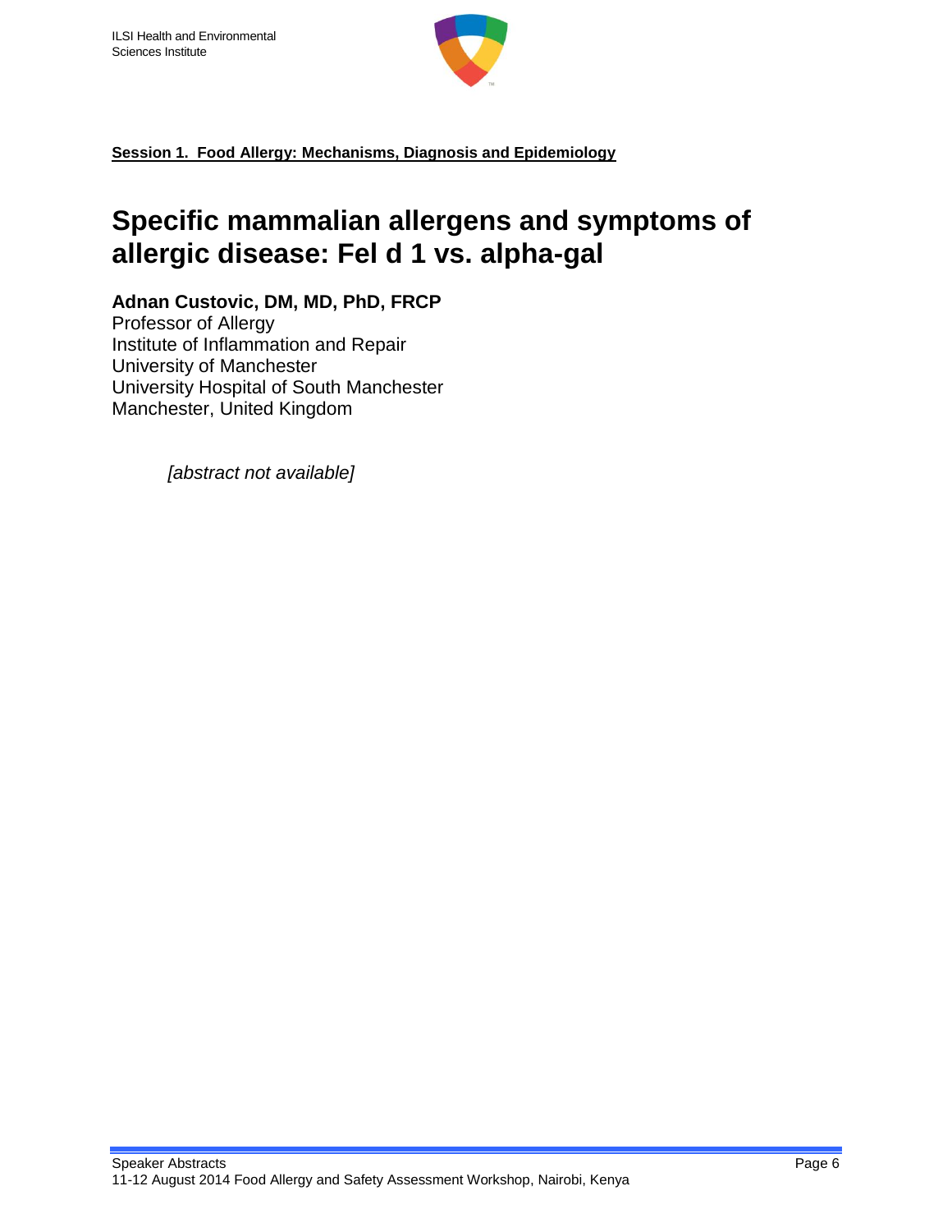**Session 1. Food Allergy: Mechanisms, Diagnosis and Epidemiology**

# Specific mammalian allergens and symptoms of allergic disease: Fel d 1 vs. alpha-gal

**Adnan Custovic, DM, MD, PhD, FRCP**
Professor of Allergy
Institute of Inflammation and Repair
University of Manchester
University Hospital of South Manchester
Manchester, United Kingdom

*[abstract not available]*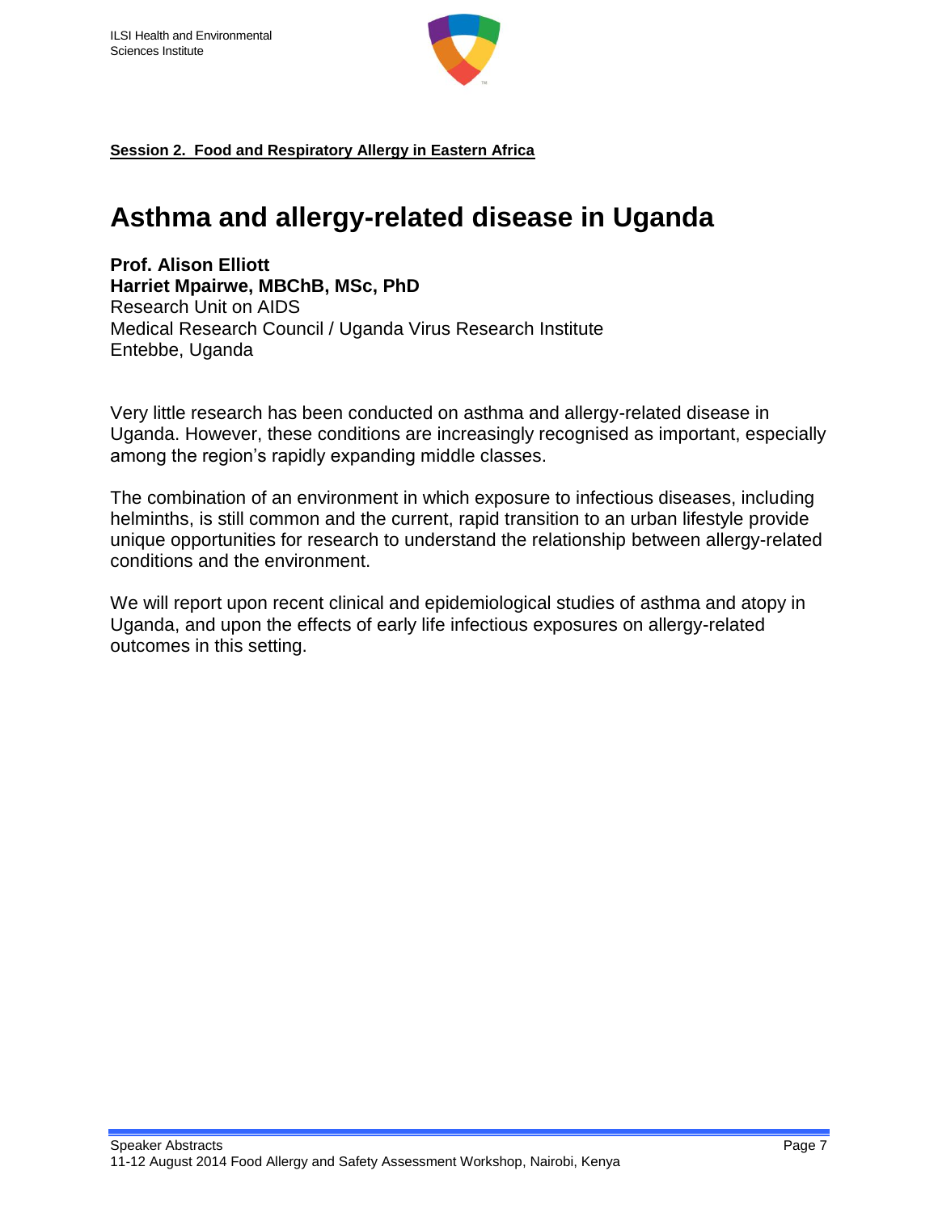**Session 2. Food and Respiratory Allergy in Eastern Africa**

# Asthma and allergy-related disease in Uganda

**Prof. Alison Elliott**
**Harriet Mpairwe, MBChB, MSc, PhD**
Research Unit on AIDS
Medical Research Council / Uganda Virus Research Institute
Entebbe, Uganda

Very little research has been conducted on asthma and allergy-related disease in Uganda. However, these conditions are increasingly recognised as important, especially among the region's rapidly expanding middle classes.

The combination of an environment in which exposure to infectious diseases, including helminths, is still common and the current, rapid transition to an urban lifestyle provide unique opportunities for research to understand the relationship between allergy-related conditions and the environment.

We will report upon recent clinical and epidemiological studies of asthma and atopy in Uganda, and upon the effects of early life infectious exposures on allergy-related outcomes in this setting.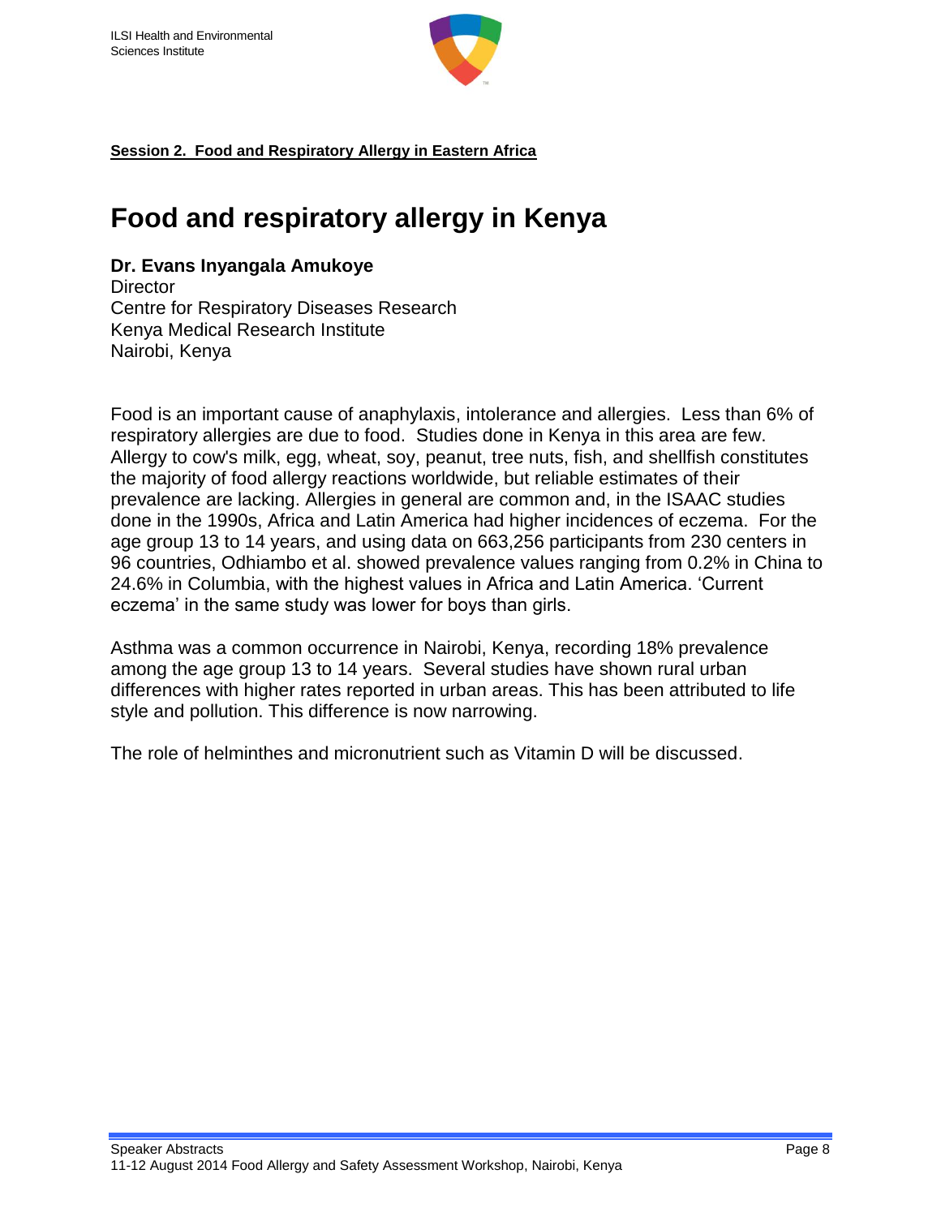**Session 2. Food and Respiratory Allergy in Eastern Africa**

# Food and respiratory allergy in Kenya

**Dr. Evans Inyangala Amukoye**
Director
Centre for Respiratory Diseases Research
Kenya Medical Research Institute
Nairobi, Kenya

Food is an important cause of anaphylaxis, intolerance and allergies. Less than 6% of respiratory allergies are due to food. Studies done in Kenya in this area are few. Allergy to cow's milk, egg, wheat, soy, peanut, tree nuts, fish, and shellfish constitutes the majority of food allergy reactions worldwide, but reliable estimates of their prevalence are lacking. Allergies in general are common and, in the ISAAC studies done in the 1990s, Africa and Latin America had higher incidences of eczema. For the age group 13 to 14 years, and using data on 663,256 participants from 230 centers in 96 countries, Odhiambo et al. showed prevalence values ranging from 0.2% in China to 24.6% in Columbia, with the highest values in Africa and Latin America. 'Current eczema' in the same study was lower for boys than girls.

Asthma was a common occurrence in Nairobi, Kenya, recording 18% prevalence among the age group 13 to 14 years. Several studies have shown rural urban differences with higher rates reported in urban areas. This has been attributed to life style and pollution. This difference is now narrowing.

The role of helminthes and micronutrient such as Vitamin D will be discussed.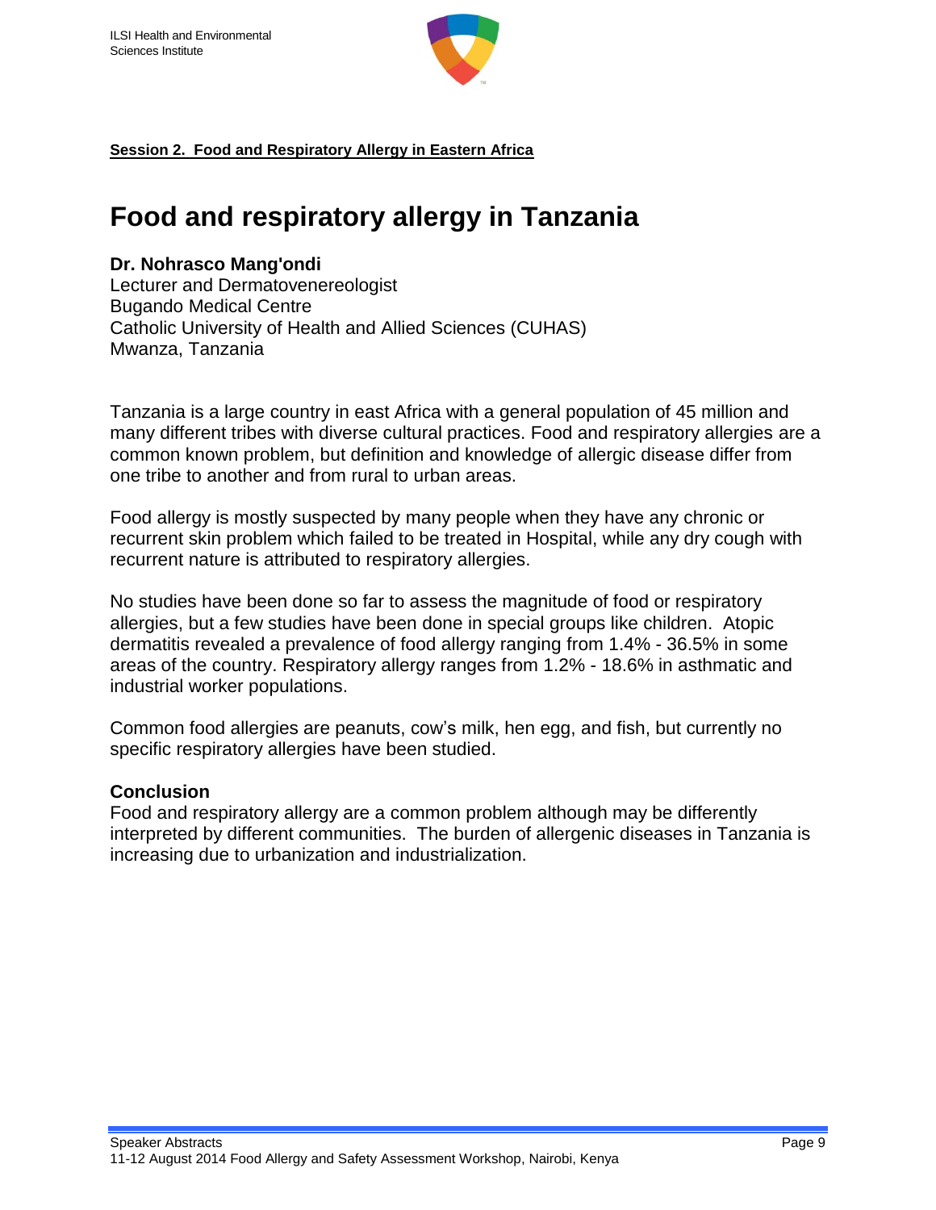**Session 2. Food and Respiratory Allergy in Eastern Africa**

# Food and respiratory allergy in Tanzania

**Dr. Nohrasco Mang'ondi**
Lecturer and Dermatovenereologist
Bugando Medical Centre
Catholic University of Health and Allied Sciences (CUHAS)
Mwanza, Tanzania

Tanzania is a large country in east Africa with a general population of 45 million and many different tribes with diverse cultural practices. Food and respiratory allergies are a common known problem, but definition and knowledge of allergic disease differ from one tribe to another and from rural to urban areas.

Food allergy is mostly suspected by many people when they have any chronic or recurrent skin problem which failed to be treated in Hospital, while any dry cough with recurrent nature is attributed to respiratory allergies.

No studies have been done so far to assess the magnitude of food or respiratory allergies, but a few studies have been done in special groups like children. Atopic dermatitis revealed a prevalence of food allergy ranging from 1.4% - 36.5% in some areas of the country. Respiratory allergy ranges from 1.2% - 18.6% in asthmatic and industrial worker populations.

Common food allergies are peanuts, cow's milk, hen egg, and fish, but currently no specific respiratory allergies have been studied.

### Conclusion

Food and respiratory allergy are a common problem although may be differently interpreted by different communities. The burden of allergenic diseases in Tanzania is increasing due to urbanization and industrialization.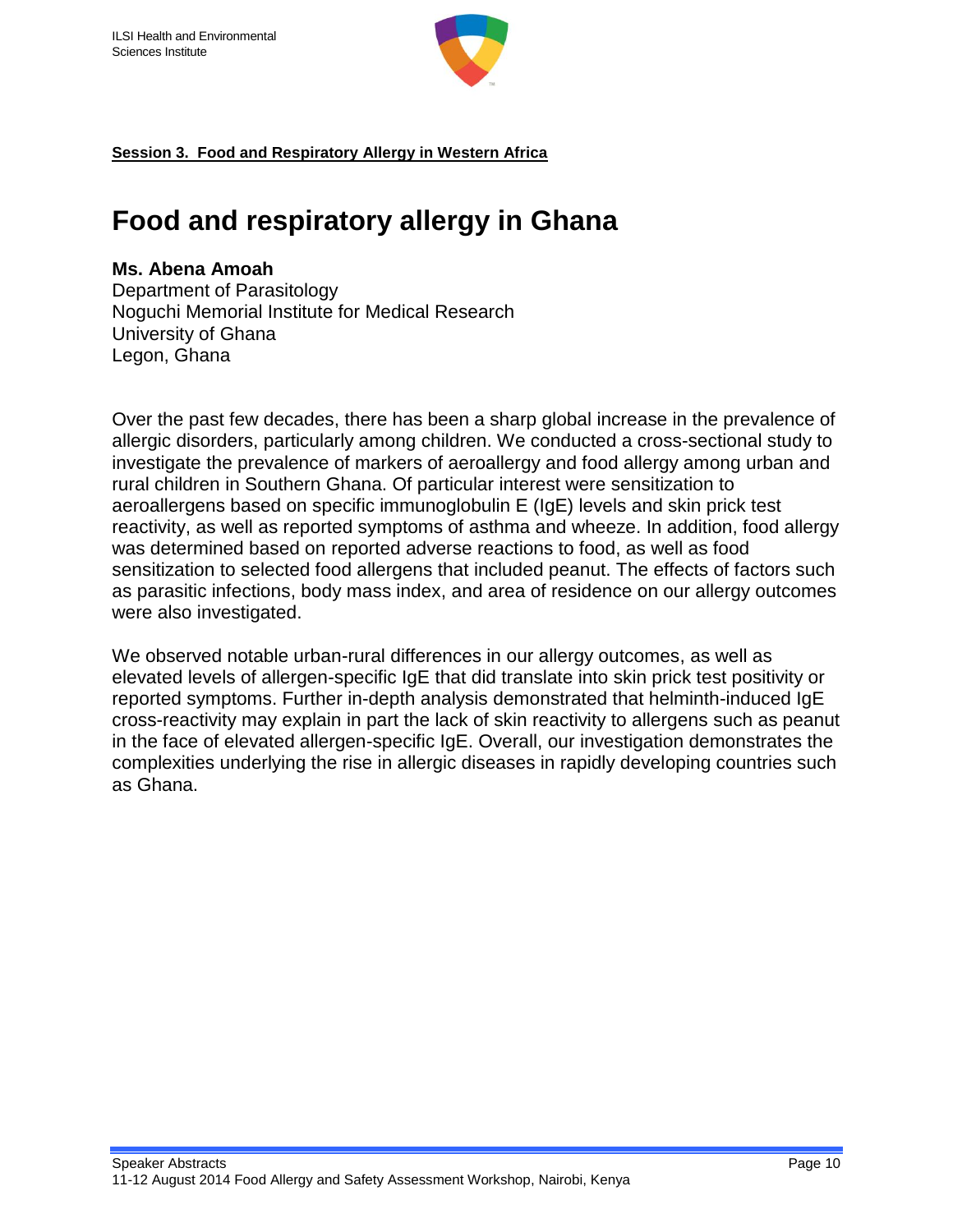**Session 3. Food and Respiratory Allergy in Western Africa**

# Food and respiratory allergy in Ghana

**Ms. Abena Amoah**
Department of Parasitology
Noguchi Memorial Institute for Medical Research
University of Ghana
Legon, Ghana

Over the past few decades, there has been a sharp global increase in the prevalence of allergic disorders, particularly among children. We conducted a cross-sectional study to investigate the prevalence of markers of aeroallergy and food allergy among urban and rural children in Southern Ghana. Of particular interest were sensitization to aeroallergens based on specific immunoglobulin E (IgE) levels and skin prick test reactivity, as well as reported symptoms of asthma and wheeze. In addition, food allergy was determined based on reported adverse reactions to food, as well as food sensitization to selected food allergens that included peanut. The effects of factors such as parasitic infections, body mass index, and area of residence on our allergy outcomes were also investigated.

We observed notable urban-rural differences in our allergy outcomes, as well as elevated levels of allergen-specific IgE that did translate into skin prick test positivity or reported symptoms. Further in-depth analysis demonstrated that helminth-induced IgE cross-reactivity may explain in part the lack of skin reactivity to allergens such as peanut in the face of elevated allergen-specific IgE. Overall, our investigation demonstrates the complexities underlying the rise in allergic diseases in rapidly developing countries such as Ghana.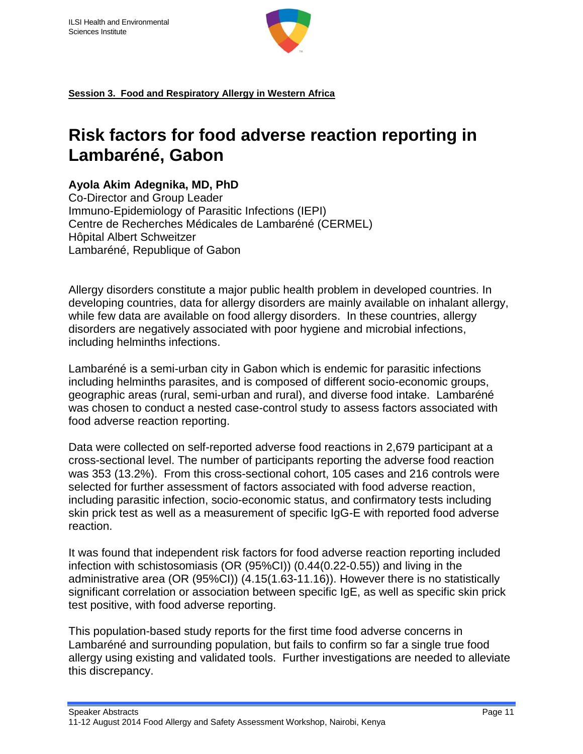**Session 3. Food and Respiratory Allergy in Western Africa**

# Risk factors for food adverse reaction reporting in Lambaréné, Gabon

**Ayola Akim Adegnika, MD, PhD**
Co-Director and Group Leader
Immuno-Epidemiology of Parasitic Infections (IEPI)
Centre de Recherches Médicales de Lambaréné (CERMEL)
Hôpital Albert Schweitzer
Lambaréné, Republique of Gabon

Allergy disorders constitute a major public health problem in developed countries. In developing countries, data for allergy disorders are mainly available on inhalant allergy, while few data are available on food allergy disorders. In these countries, allergy disorders are negatively associated with poor hygiene and microbial infections, including helminths infections.

Lambaréné is a semi-urban city in Gabon which is endemic for parasitic infections including helminths parasites, and is composed of different socio-economic groups, geographic areas (rural, semi-urban and rural), and diverse food intake. Lambaréné was chosen to conduct a nested case-control study to assess factors associated with food adverse reaction reporting.

Data were collected on self-reported adverse food reactions in 2,679 participant at a cross-sectional level. The number of participants reporting the adverse food reaction was 353 (13.2%). From this cross-sectional cohort, 105 cases and 216 controls were selected for further assessment of factors associated with food adverse reaction, including parasitic infection, socio-economic status, and confirmatory tests including skin prick test as well as a measurement of specific IgG-E with reported food adverse reaction.

It was found that independent risk factors for food adverse reaction reporting included infection with schistosomiasis (OR (95%CI)) (0.44(0.22-0.55)) and living in the administrative area (OR (95%CI)) (4.15(1.63-11.16)). However there is no statistically significant correlation or association between specific IgE, as well as specific skin prick test positive, with food adverse reporting.

This population-based study reports for the first time food adverse concerns in Lambaréné and surrounding population, but fails to confirm so far a single true food allergy using existing and validated tools. Further investigations are needed to alleviate this discrepancy.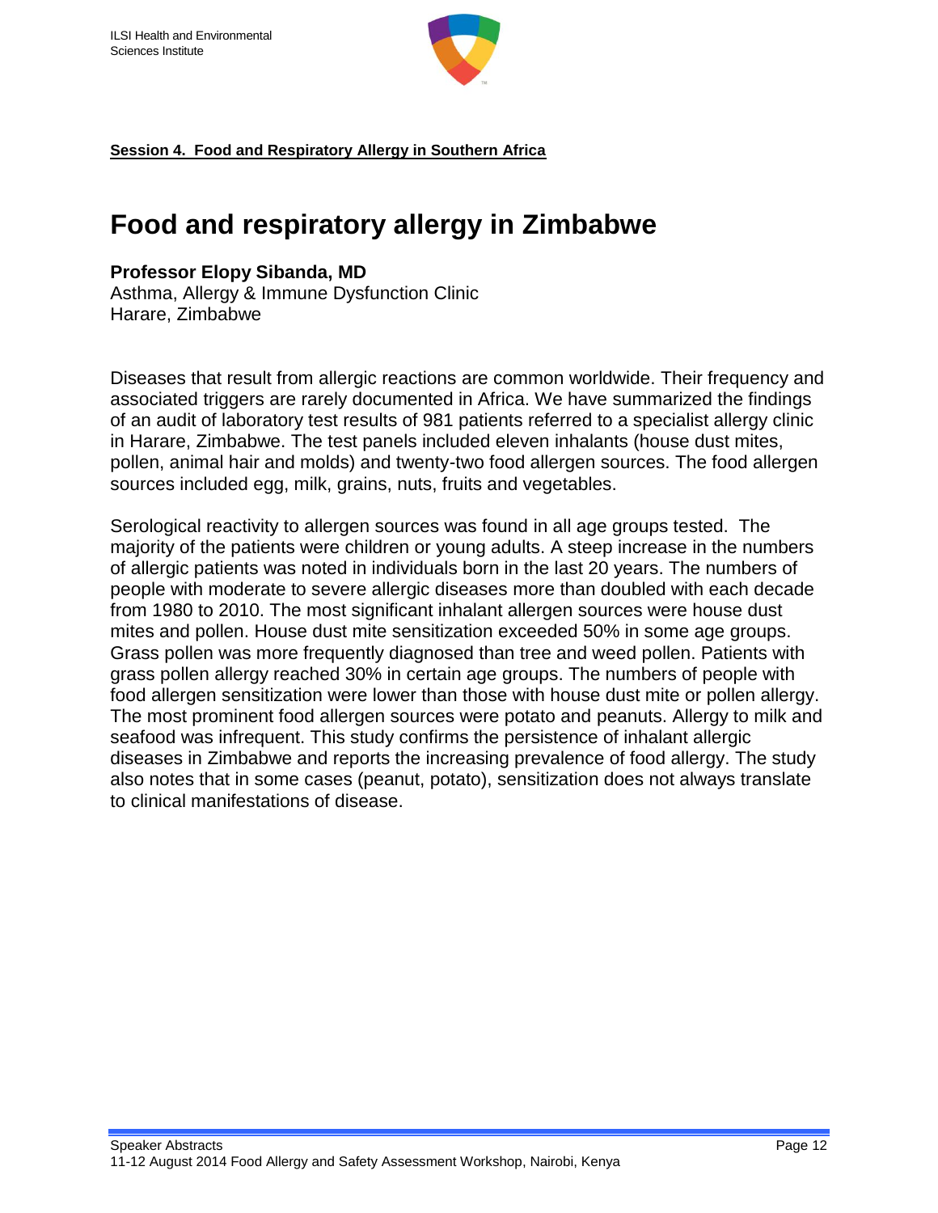**Session 4. Food and Respiratory Allergy in Southern Africa**

# Food and respiratory allergy in Zimbabwe

**Professor Elopy Sibanda, MD**
Asthma, Allergy & Immune Dysfunction Clinic
Harare, Zimbabwe

Diseases that result from allergic reactions are common worldwide. Their frequency and associated triggers are rarely documented in Africa. We have summarized the findings of an audit of laboratory test results of 981 patients referred to a specialist allergy clinic in Harare, Zimbabwe. The test panels included eleven inhalants (house dust mites, pollen, animal hair and molds) and twenty-two food allergen sources. The food allergen sources included egg, milk, grains, nuts, fruits and vegetables.

Serological reactivity to allergen sources was found in all age groups tested. The majority of the patients were children or young adults. A steep increase in the numbers of allergic patients was noted in individuals born in the last 20 years. The numbers of people with moderate to severe allergic diseases more than doubled with each decade from 1980 to 2010. The most significant inhalant allergen sources were house dust mites and pollen. House dust mite sensitization exceeded 50% in some age groups. Grass pollen was more frequently diagnosed than tree and weed pollen. Patients with grass pollen allergy reached 30% in certain age groups. The numbers of people with food allergen sensitization were lower than those with house dust mite or pollen allergy. The most prominent food allergen sources were potato and peanuts. Allergy to milk and seafood was infrequent. This study confirms the persistence of inhalant allergic diseases in Zimbabwe and reports the increasing prevalence of food allergy. The study also notes that in some cases (peanut, potato), sensitization does not always translate to clinical manifestations of disease.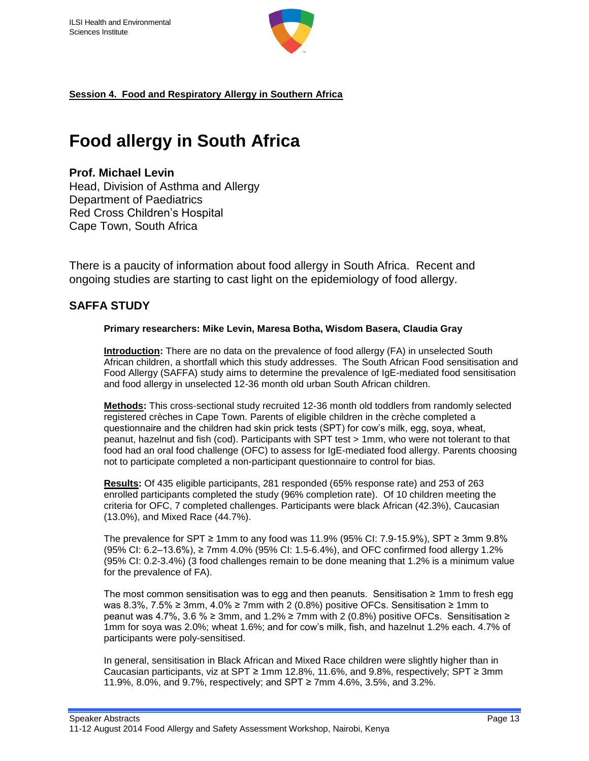**Session 4. Food and Respiratory Allergy in Southern Africa**

# Food allergy in South Africa

**Prof. Michael Levin**
Head, Division of Asthma and Allergy
Department of Paediatrics
Red Cross Children's Hospital
Cape Town, South Africa

There is a paucity of information about food allergy in South Africa. Recent and ongoing studies are starting to cast light on the epidemiology of food allergy.

## SAFFA STUDY

**Primary researchers: Mike Levin, Maresa Botha, Wisdom Basera, Claudia Gray**

**Introduction:** There are no data on the prevalence of food allergy (FA) in unselected South African children, a shortfall which this study addresses. The South African Food sensitisation and Food Allergy (SAFFA) study aims to determine the prevalence of IgE-mediated food sensitisation and food allergy in unselected 12-36 month old urban South African children.

**Methods:** This cross-sectional study recruited 12-36 month old toddlers from randomly selected registered crèches in Cape Town. Parents of eligible children in the crèche completed a questionnaire and the children had skin prick tests (SPT) for cow's milk, egg, soya, wheat, peanut, hazelnut and fish (cod). Participants with SPT test > 1mm, who were not tolerant to that food had an oral food challenge (OFC) to assess for IgE-mediated food allergy. Parents choosing not to participate completed a non-participant questionnaire to control for bias.

**Results:** Of 435 eligible participants, 281 responded (65% response rate) and 253 of 263 enrolled participants completed the study (96% completion rate). Of 10 children meeting the criteria for OFC, 7 completed challenges. Participants were black African (42.3%), Caucasian (13.0%), and Mixed Race (44.7%).

The prevalence for SPT ≥ 1mm to any food was 11.9% (95% CI: 7.9-15.9%), SPT ≥ 3mm 9.8% (95% CI: 6.2–13.6%), ≥ 7mm 4.0% (95% CI: 1.5-6.4%), and OFC confirmed food allergy 1.2% (95% CI: 0.2-3.4%) (3 food challenges remain to be done meaning that 1.2% is a minimum value for the prevalence of FA).

The most common sensitisation was to egg and then peanuts. Sensitisation ≥ 1mm to fresh egg was 8.3%, 7.5% ≥ 3mm, 4.0% ≥ 7mm with 2 (0.8%) positive OFCs. Sensitisation ≥ 1mm to peanut was 4.7%, 3.6 % ≥ 3mm, and 1.2% ≥ 7mm with 2 (0.8%) positive OFCs. Sensitisation ≥ 1mm for soya was 2.0%; wheat 1.6%; and for cow's milk, fish, and hazelnut 1.2% each. 4.7% of participants were poly-sensitised.

In general, sensitisation in Black African and Mixed Race children were slightly higher than in Caucasian participants, viz at SPT ≥ 1mm 12.8%, 11.6%, and 9.8%, respectively; SPT ≥ 3mm 11.9%, 8.0%, and 9.7%, respectively; and SPT ≥ 7mm 4.6%, 3.5%, and 3.2%.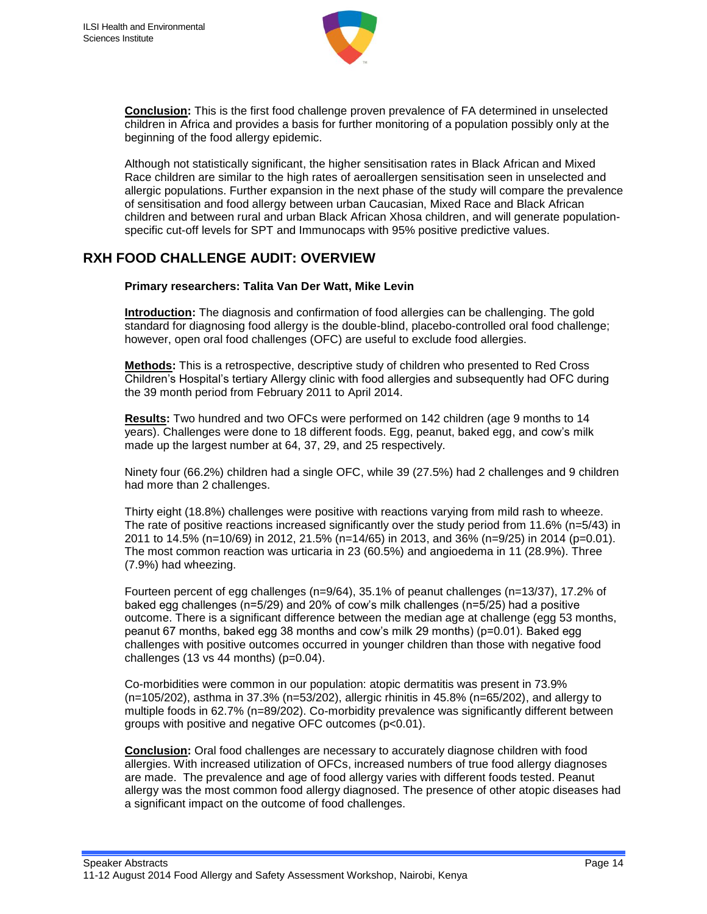**Conclusion:** This is the first food challenge proven prevalence of FA determined in unselected children in Africa and provides a basis for further monitoring of a population possibly only at the beginning of the food allergy epidemic.

Although not statistically significant, the higher sensitisation rates in Black African and Mixed Race children are similar to the high rates of aeroallergen sensitisation seen in unselected and allergic populations. Further expansion in the next phase of the study will compare the prevalence of sensitisation and food allergy between urban Caucasian, Mixed Race and Black African children and between rural and urban Black African Xhosa children, and will generate population-specific cut-off levels for SPT and Immunocaps with 95% positive predictive values.

## RXH FOOD CHALLENGE AUDIT: OVERVIEW

**Primary researchers: Talita Van Der Watt, Mike Levin**

**Introduction:** The diagnosis and confirmation of food allergies can be challenging. The gold standard for diagnosing food allergy is the double-blind, placebo-controlled oral food challenge; however, open oral food challenges (OFC) are useful to exclude food allergies.

**Methods:** This is a retrospective, descriptive study of children who presented to Red Cross Children's Hospital's tertiary Allergy clinic with food allergies and subsequently had OFC during the 39 month period from February 2011 to April 2014.

**Results:** Two hundred and two OFCs were performed on 142 children (age 9 months to 14 years). Challenges were done to 18 different foods. Egg, peanut, baked egg, and cow's milk made up the largest number at 64, 37, 29, and 25 respectively.

Ninety four (66.2%) children had a single OFC, while 39 (27.5%) had 2 challenges and 9 children had more than 2 challenges.

Thirty eight (18.8%) challenges were positive with reactions varying from mild rash to wheeze. The rate of positive reactions increased significantly over the study period from 11.6% (n=5/43) in 2011 to 14.5% (n=10/69) in 2012, 21.5% (n=14/65) in 2013, and 36% (n=9/25) in 2014 (p=0.01). The most common reaction was urticaria in 23 (60.5%) and angioedema in 11 (28.9%). Three (7.9%) had wheezing.

Fourteen percent of egg challenges (n=9/64), 35.1% of peanut challenges (n=13/37), 17.2% of baked egg challenges (n=5/29) and 20% of cow's milk challenges (n=5/25) had a positive outcome. There is a significant difference between the median age at challenge (egg 53 months, peanut 67 months, baked egg 38 months and cow's milk 29 months) (p=0.01). Baked egg challenges with positive outcomes occurred in younger children than those with negative food challenges (13 vs 44 months) (p=0.04).

Co-morbidities were common in our population: atopic dermatitis was present in 73.9% (n=105/202), asthma in 37.3% (n=53/202), allergic rhinitis in 45.8% (n=65/202), and allergy to multiple foods in 62.7% (n=89/202). Co-morbidity prevalence was significantly different between groups with positive and negative OFC outcomes (p<0.01).

**Conclusion:** Oral food challenges are necessary to accurately diagnose children with food allergies. With increased utilization of OFCs, increased numbers of true food allergy diagnoses are made. The prevalence and age of food allergy varies with different foods tested. Peanut allergy was the most common food allergy diagnosed. The presence of other atopic diseases had a significant impact on the outcome of food challenges.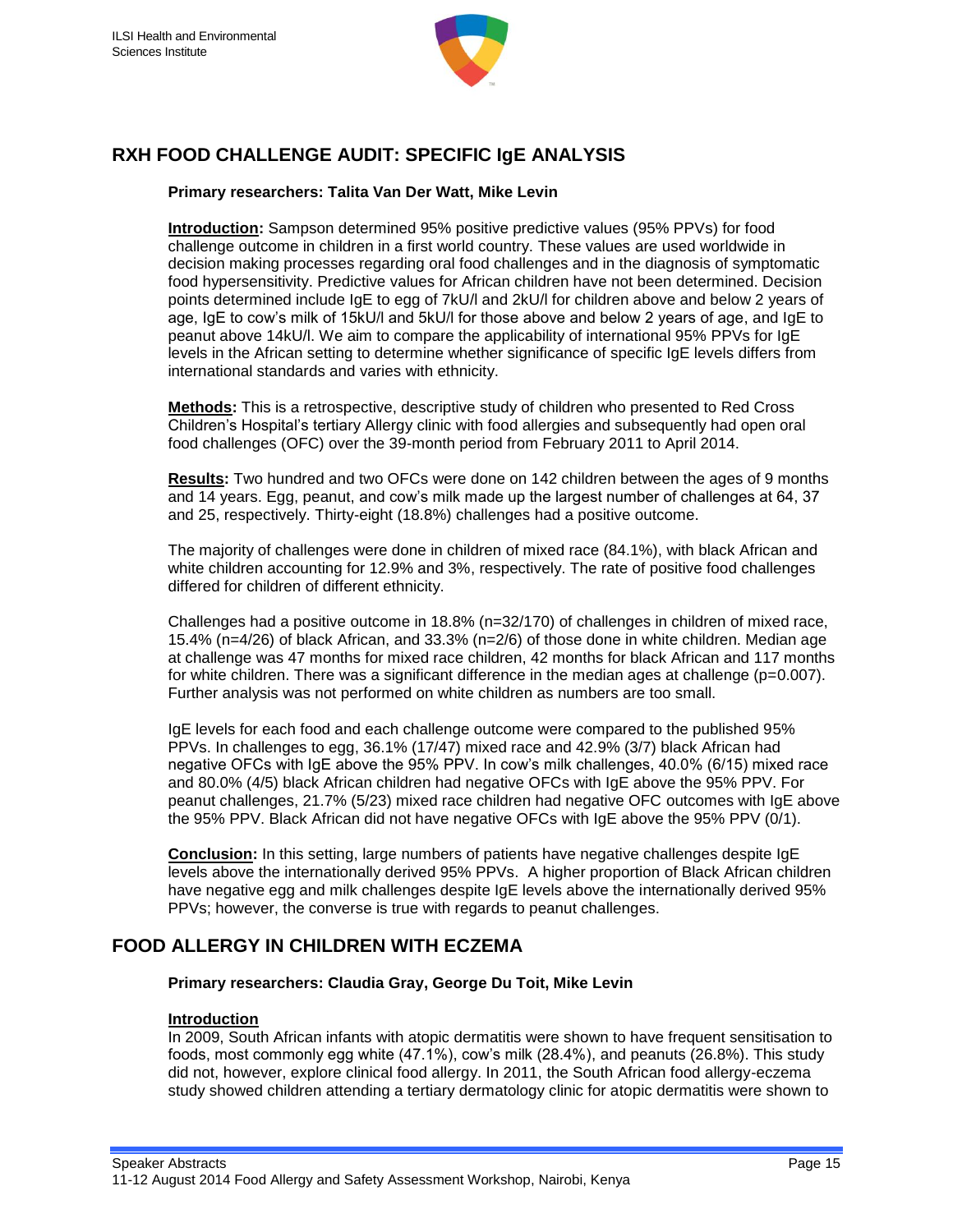## RXH FOOD CHALLENGE AUDIT: SPECIFIC IgE ANALYSIS

**Primary researchers: Talita Van Der Watt, Mike Levin**

**Introduction:** Sampson determined 95% positive predictive values (95% PPVs) for food challenge outcome in children in a first world country. These values are used worldwide in decision making processes regarding oral food challenges and in the diagnosis of symptomatic food hypersensitivity. Predictive values for African children have not been determined. Decision points determined include IgE to egg of 7kU/l and 2kU/l for children above and below 2 years of age, IgE to cow's milk of 15kU/l and 5kU/l for those above and below 2 years of age, and IgE to peanut above 14kU/l. We aim to compare the applicability of international 95% PPVs for IgE levels in the African setting to determine whether significance of specific IgE levels differs from international standards and varies with ethnicity.

**Methods:** This is a retrospective, descriptive study of children who presented to Red Cross Children's Hospital's tertiary Allergy clinic with food allergies and subsequently had open oral food challenges (OFC) over the 39-month period from February 2011 to April 2014.

**Results:** Two hundred and two OFCs were done on 142 children between the ages of 9 months and 14 years. Egg, peanut, and cow's milk made up the largest number of challenges at 64, 37 and 25, respectively. Thirty-eight (18.8%) challenges had a positive outcome.

The majority of challenges were done in children of mixed race (84.1%), with black African and white children accounting for 12.9% and 3%, respectively. The rate of positive food challenges differed for children of different ethnicity.

Challenges had a positive outcome in 18.8% (n=32/170) of challenges in children of mixed race, 15.4% (n=4/26) of black African, and 33.3% (n=2/6) of those done in white children. Median age at challenge was 47 months for mixed race children, 42 months for black African and 117 months for white children. There was a significant difference in the median ages at challenge (p=0.007). Further analysis was not performed on white children as numbers are too small.

IgE levels for each food and each challenge outcome were compared to the published 95% PPVs. In challenges to egg, 36.1% (17/47) mixed race and 42.9% (3/7) black African had negative OFCs with IgE above the 95% PPV. In cow's milk challenges, 40.0% (6/15) mixed race and 80.0% (4/5) black African children had negative OFCs with IgE above the 95% PPV. For peanut challenges, 21.7% (5/23) mixed race children had negative OFC outcomes with IgE above the 95% PPV. Black African did not have negative OFCs with IgE above the 95% PPV (0/1).

**Conclusion:** In this setting, large numbers of patients have negative challenges despite IgE levels above the internationally derived 95% PPVs. A higher proportion of Black African children have negative egg and milk challenges despite IgE levels above the internationally derived 95% PPVs; however, the converse is true with regards to peanut challenges.

## FOOD ALLERGY IN CHILDREN WITH ECZEMA

**Primary researchers: Claudia Gray, George Du Toit, Mike Levin**

**Introduction**

In 2009, South African infants with atopic dermatitis were shown to have frequent sensitisation to foods, most commonly egg white (47.1%), cow's milk (28.4%), and peanuts (26.8%). This study did not, however, explore clinical food allergy. In 2011, the South African food allergy-eczema study showed children attending a tertiary dermatology clinic for atopic dermatitis were shown to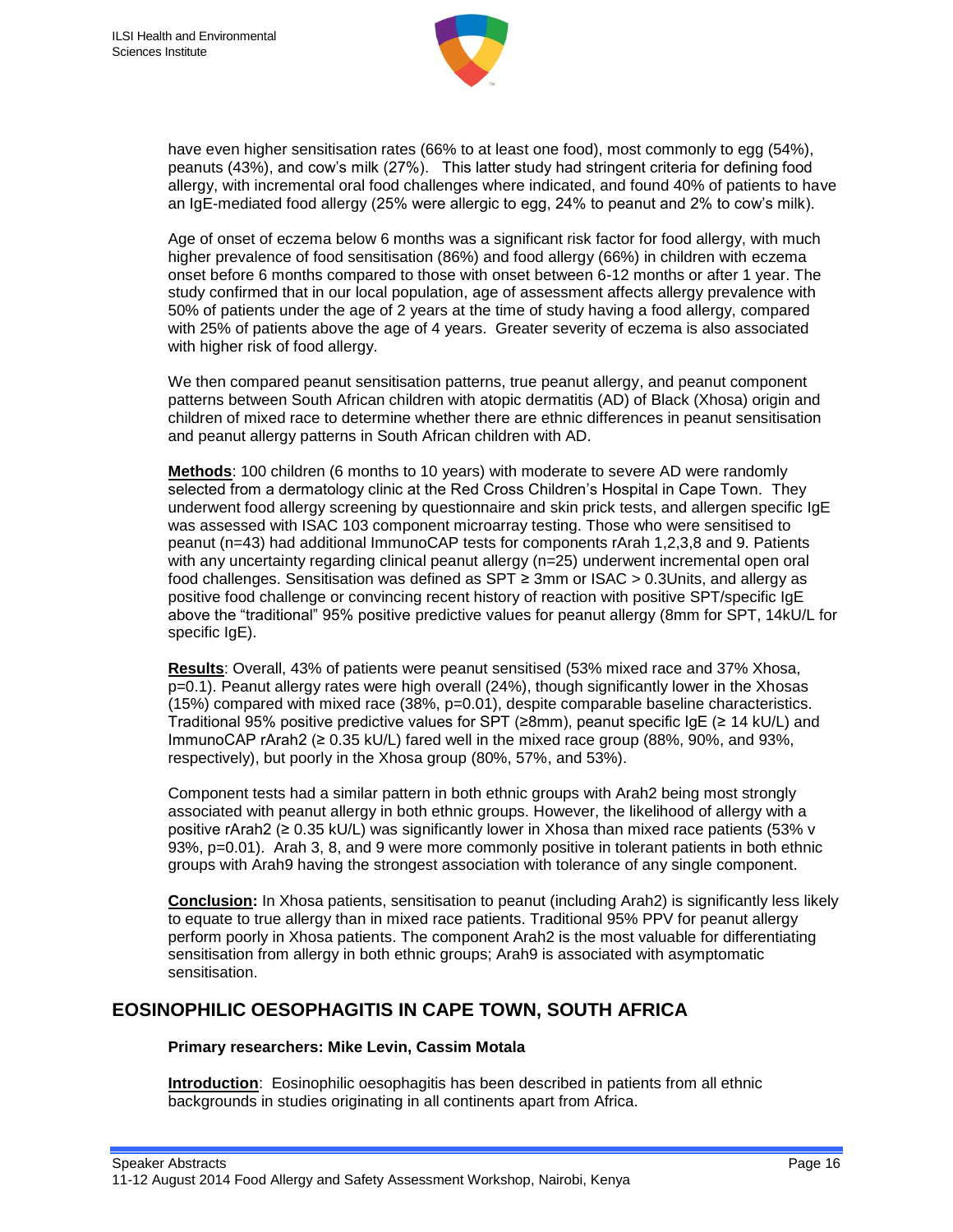have even higher sensitisation rates (66% to at least one food), most commonly to egg (54%), peanuts (43%), and cow's milk (27%). This latter study had stringent criteria for defining food allergy, with incremental oral food challenges where indicated, and found 40% of patients to have an IgE-mediated food allergy (25% were allergic to egg, 24% to peanut and 2% to cow's milk).

Age of onset of eczema below 6 months was a significant risk factor for food allergy, with much higher prevalence of food sensitisation (86%) and food allergy (66%) in children with eczema onset before 6 months compared to those with onset between 6-12 months or after 1 year. The study confirmed that in our local population, age of assessment affects allergy prevalence with 50% of patients under the age of 2 years at the time of study having a food allergy, compared with 25% of patients above the age of 4 years. Greater severity of eczema is also associated with higher risk of food allergy.

We then compared peanut sensitisation patterns, true peanut allergy, and peanut component patterns between South African children with atopic dermatitis (AD) of Black (Xhosa) origin and children of mixed race to determine whether there are ethnic differences in peanut sensitisation and peanut allergy patterns in South African children with AD.

**Methods**: 100 children (6 months to 10 years) with moderate to severe AD were randomly selected from a dermatology clinic at the Red Cross Children's Hospital in Cape Town. They underwent food allergy screening by questionnaire and skin prick tests, and allergen specific IgE was assessed with ISAC 103 component microarray testing. Those who were sensitised to peanut (n=43) had additional ImmunoCAP tests for components rArah 1,2,3,8 and 9. Patients with any uncertainty regarding clinical peanut allergy (n=25) underwent incremental open oral food challenges. Sensitisation was defined as SPT ≥ 3mm or ISAC > 0.3Units, and allergy as positive food challenge or convincing recent history of reaction with positive SPT/specific IgE above the "traditional" 95% positive predictive values for peanut allergy (8mm for SPT, 14kU/L for specific IgE).

**Results**: Overall, 43% of patients were peanut sensitised (53% mixed race and 37% Xhosa, p=0.1). Peanut allergy rates were high overall (24%), though significantly lower in the Xhosas (15%) compared with mixed race (38%, p=0.01), despite comparable baseline characteristics. Traditional 95% positive predictive values for SPT (≥8mm), peanut specific IgE (≥ 14 kU/L) and ImmunoCAP rArah2 (≥ 0.35 kU/L) fared well in the mixed race group (88%, 90%, and 93%, respectively), but poorly in the Xhosa group (80%, 57%, and 53%).

Component tests had a similar pattern in both ethnic groups with Arah2 being most strongly associated with peanut allergy in both ethnic groups. However, the likelihood of allergy with a positive rArah2 (≥ 0.35 kU/L) was significantly lower in Xhosa than mixed race patients (53% v 93%, p=0.01). Arah 3, 8, and 9 were more commonly positive in tolerant patients in both ethnic groups with Arah9 having the strongest association with tolerance of any single component.

**Conclusion:** In Xhosa patients, sensitisation to peanut (including Arah2) is significantly less likely to equate to true allergy than in mixed race patients. Traditional 95% PPV for peanut allergy perform poorly in Xhosa patients. The component Arah2 is the most valuable for differentiating sensitisation from allergy in both ethnic groups; Arah9 is associated with asymptomatic sensitisation.

## EOSINOPHILIC OESOPHAGITIS IN CAPE TOWN, SOUTH AFRICA

**Primary researchers: Mike Levin, Cassim Motala**

**Introduction**: Eosinophilic oesophagitis has been described in patients from all ethnic backgrounds in studies originating in all continents apart from Africa.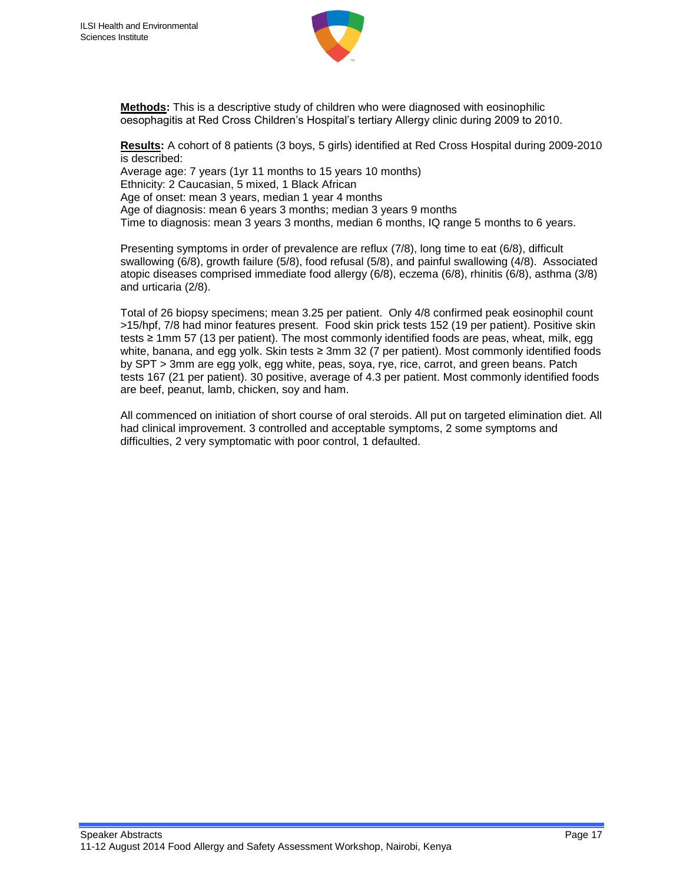**Methods:** This is a descriptive study of children who were diagnosed with eosinophilic oesophagitis at Red Cross Children's Hospital's tertiary Allergy clinic during 2009 to 2010.

**Results:** A cohort of 8 patients (3 boys, 5 girls) identified at Red Cross Hospital during 2009-2010 is described:
Average age: 7 years (1yr 11 months to 15 years 10 months)
Ethnicity: 2 Caucasian, 5 mixed, 1 Black African
Age of onset: mean 3 years, median 1 year 4 months
Age of diagnosis: mean 6 years 3 months; median 3 years 9 months
Time to diagnosis: mean 3 years 3 months, median 6 months, IQ range 5 months to 6 years.

Presenting symptoms in order of prevalence are reflux (7/8), long time to eat (6/8), difficult swallowing (6/8), growth failure (5/8), food refusal (5/8), and painful swallowing (4/8). Associated atopic diseases comprised immediate food allergy (6/8), eczema (6/8), rhinitis (6/8), asthma (3/8) and urticaria (2/8).

Total of 26 biopsy specimens; mean 3.25 per patient. Only 4/8 confirmed peak eosinophil count >15/hpf, 7/8 had minor features present. Food skin prick tests 152 (19 per patient). Positive skin tests ≥ 1mm 57 (13 per patient). The most commonly identified foods are peas, wheat, milk, egg white, banana, and egg yolk. Skin tests ≥ 3mm 32 (7 per patient). Most commonly identified foods by SPT > 3mm are egg yolk, egg white, peas, soya, rye, rice, carrot, and green beans. Patch tests 167 (21 per patient). 30 positive, average of 4.3 per patient. Most commonly identified foods are beef, peanut, lamb, chicken, soy and ham.

All commenced on initiation of short course of oral steroids. All put on targeted elimination diet. All had clinical improvement. 3 controlled and acceptable symptoms, 2 some symptoms and difficulties, 2 very symptomatic with poor control, 1 defaulted.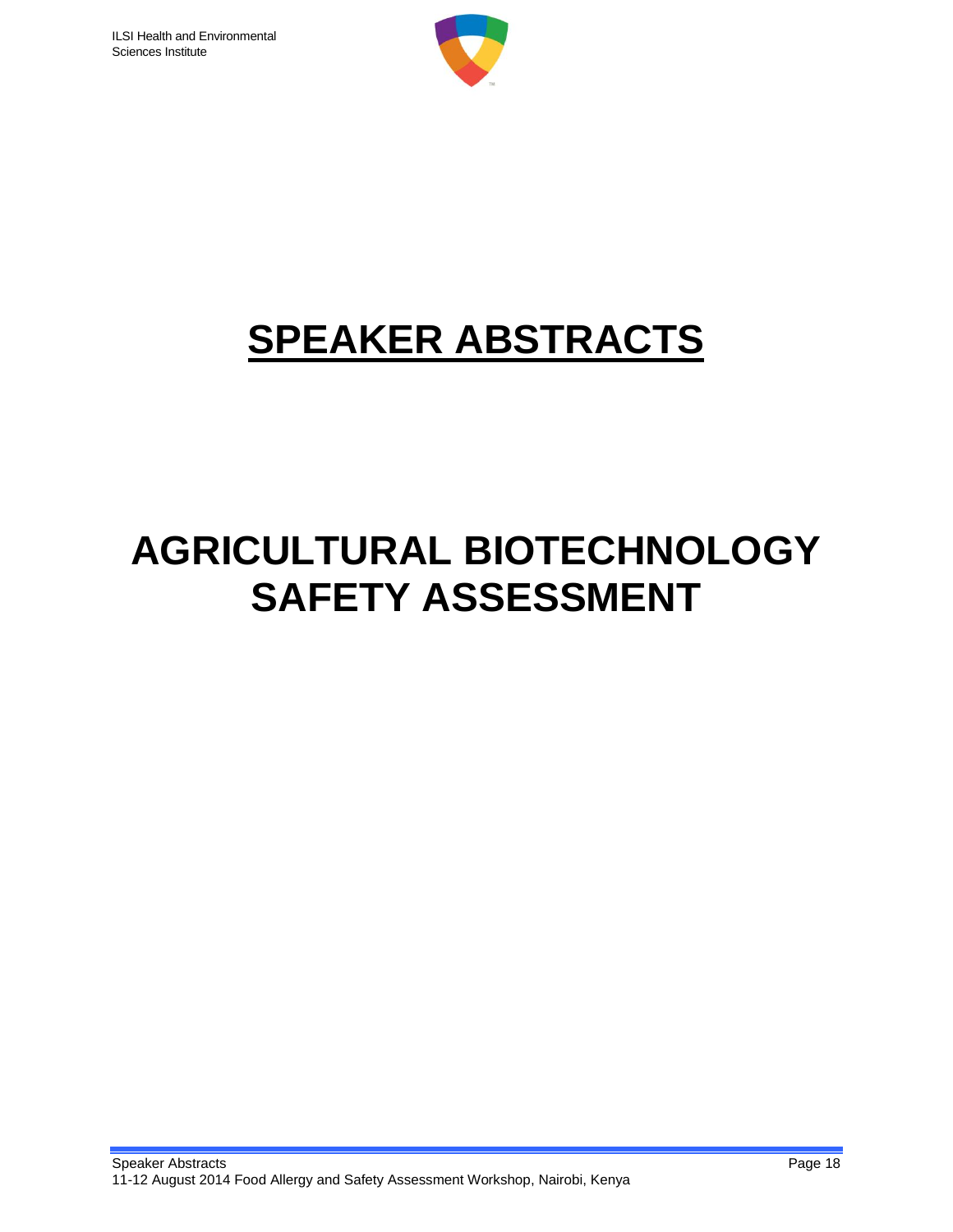# SPEAKER ABSTRACTS

# AGRICULTURAL BIOTECHNOLOGY SAFETY ASSESSMENT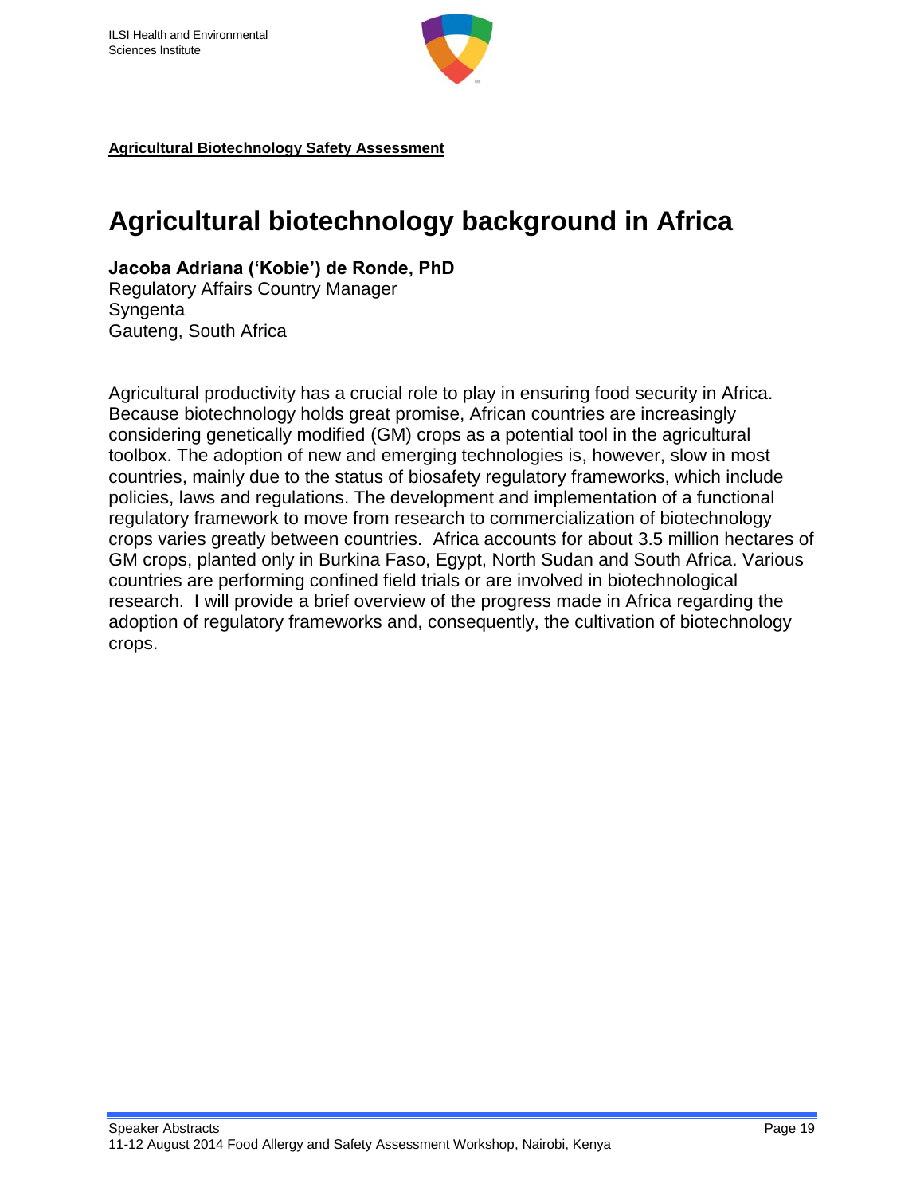**Agricultural Biotechnology Safety Assessment**

# Agricultural biotechnology background in Africa

**Jacoba Adriana ('Kobie') de Ronde, PhD**
Regulatory Affairs Country Manager
Syngenta
Gauteng, South Africa

Agricultural productivity has a crucial role to play in ensuring food security in Africa. Because biotechnology holds great promise, African countries are increasingly considering genetically modified (GM) crops as a potential tool in the agricultural toolbox. The adoption of new and emerging technologies is, however, slow in most countries, mainly due to the status of biosafety regulatory frameworks, which include policies, laws and regulations. The development and implementation of a functional regulatory framework to move from research to commercialization of biotechnology crops varies greatly between countries. Africa accounts for about 3.5 million hectares of GM crops, planted only in Burkina Faso, Egypt, North Sudan and South Africa. Various countries are performing confined field trials or are involved in biotechnological research. I will provide a brief overview of the progress made in Africa regarding the adoption of regulatory frameworks and, consequently, the cultivation of biotechnology crops.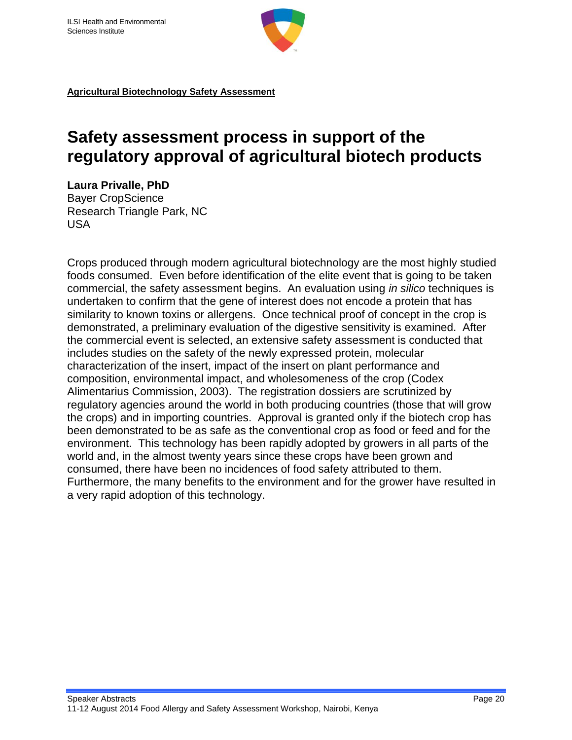**Agricultural Biotechnology Safety Assessment**

# Safety assessment process in support of the regulatory approval of agricultural biotech products

**Laura Privalle, PhD**
Bayer CropScience
Research Triangle Park, NC
USA

Crops produced through modern agricultural biotechnology are the most highly studied foods consumed. Even before identification of the elite event that is going to be taken commercial, the safety assessment begins. An evaluation using *in silico* techniques is undertaken to confirm that the gene of interest does not encode a protein that has similarity to known toxins or allergens. Once technical proof of concept in the crop is demonstrated, a preliminary evaluation of the digestive sensitivity is examined. After the commercial event is selected, an extensive safety assessment is conducted that includes studies on the safety of the newly expressed protein, molecular characterization of the insert, impact of the insert on plant performance and composition, environmental impact, and wholesomeness of the crop (Codex Alimentarius Commission, 2003). The registration dossiers are scrutinized by regulatory agencies around the world in both producing countries (those that will grow the crops) and in importing countries. Approval is granted only if the biotech crop has been demonstrated to be as safe as the conventional crop as food or feed and for the environment. This technology has been rapidly adopted by growers in all parts of the world and, in the almost twenty years since these crops have been grown and consumed, there have been no incidences of food safety attributed to them. Furthermore, the many benefits to the environment and for the grower have resulted in a very rapid adoption of this technology.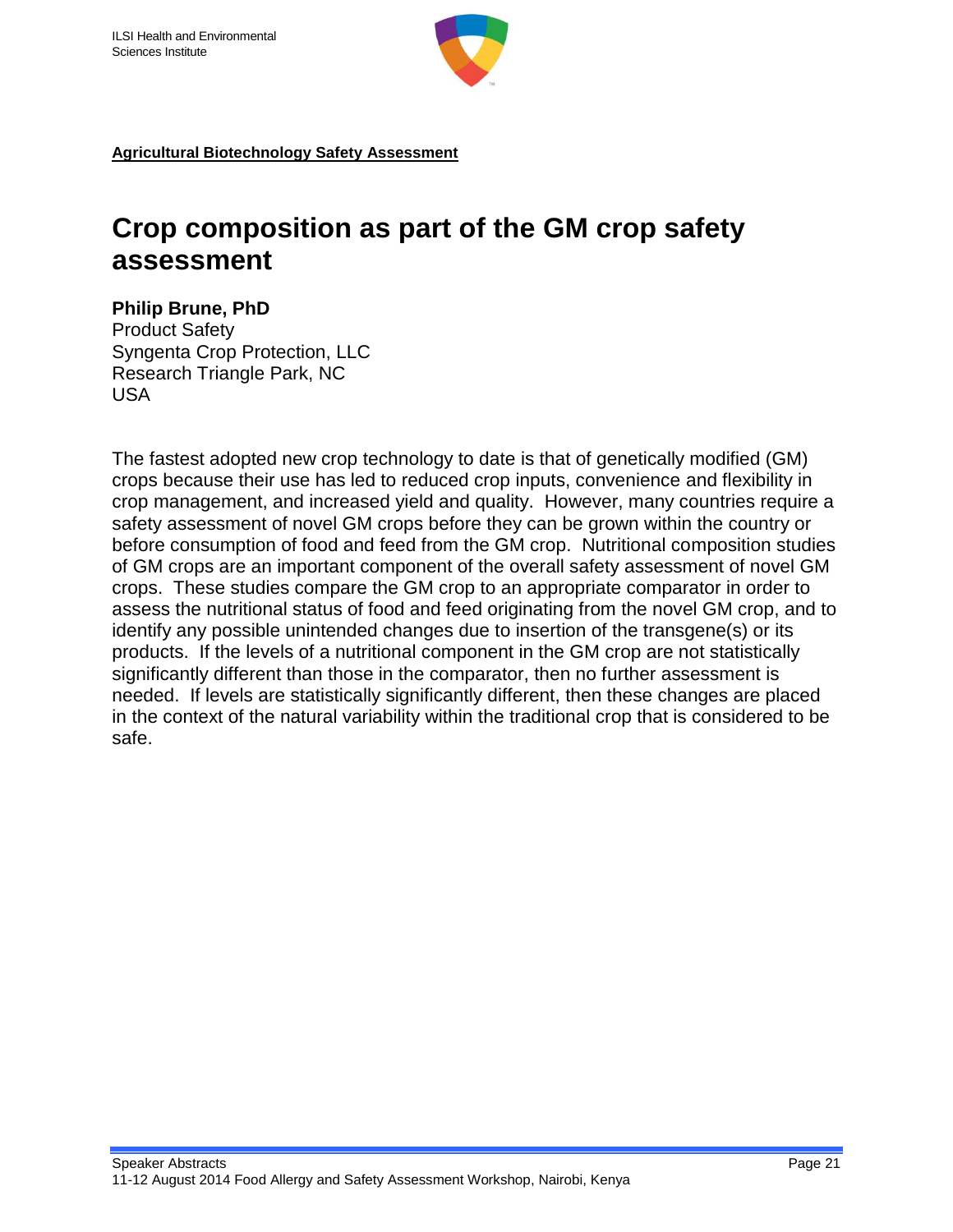**Agricultural Biotechnology Safety Assessment**

# Crop composition as part of the GM crop safety assessment

**Philip Brune, PhD**
Product Safety
Syngenta Crop Protection, LLC
Research Triangle Park, NC
USA

The fastest adopted new crop technology to date is that of genetically modified (GM) crops because their use has led to reduced crop inputs, convenience and flexibility in crop management, and increased yield and quality. However, many countries require a safety assessment of novel GM crops before they can be grown within the country or before consumption of food and feed from the GM crop. Nutritional composition studies of GM crops are an important component of the overall safety assessment of novel GM crops. These studies compare the GM crop to an appropriate comparator in order to assess the nutritional status of food and feed originating from the novel GM crop, and to identify any possible unintended changes due to insertion of the transgene(s) or its products. If the levels of a nutritional component in the GM crop are not statistically significantly different than those in the comparator, then no further assessment is needed. If levels are statistically significantly different, then these changes are placed in the context of the natural variability within the traditional crop that is considered to be safe.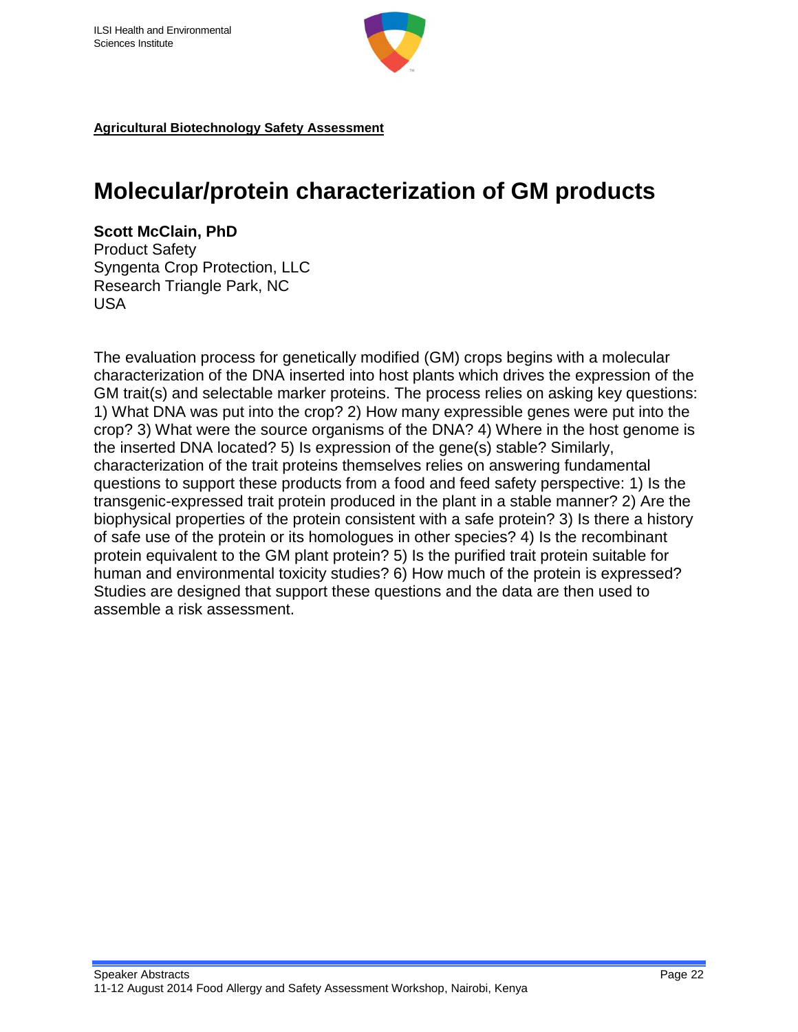**Agricultural Biotechnology Safety Assessment**

# Molecular/protein characterization of GM products

**Scott McClain, PhD**
Product Safety
Syngenta Crop Protection, LLC
Research Triangle Park, NC
USA

The evaluation process for genetically modified (GM) crops begins with a molecular characterization of the DNA inserted into host plants which drives the expression of the GM trait(s) and selectable marker proteins. The process relies on asking key questions: 1) What DNA was put into the crop? 2) How many expressible genes were put into the crop? 3) What were the source organisms of the DNA? 4) Where in the host genome is the inserted DNA located? 5) Is expression of the gene(s) stable? Similarly, characterization of the trait proteins themselves relies on answering fundamental questions to support these products from a food and feed safety perspective: 1) Is the transgenic-expressed trait protein produced in the plant in a stable manner? 2) Are the biophysical properties of the protein consistent with a safe protein? 3) Is there a history of safe use of the protein or its homologues in other species? 4) Is the recombinant protein equivalent to the GM plant protein? 5) Is the purified trait protein suitable for human and environmental toxicity studies? 6) How much of the protein is expressed? Studies are designed that support these questions and the data are then used to assemble a risk assessment.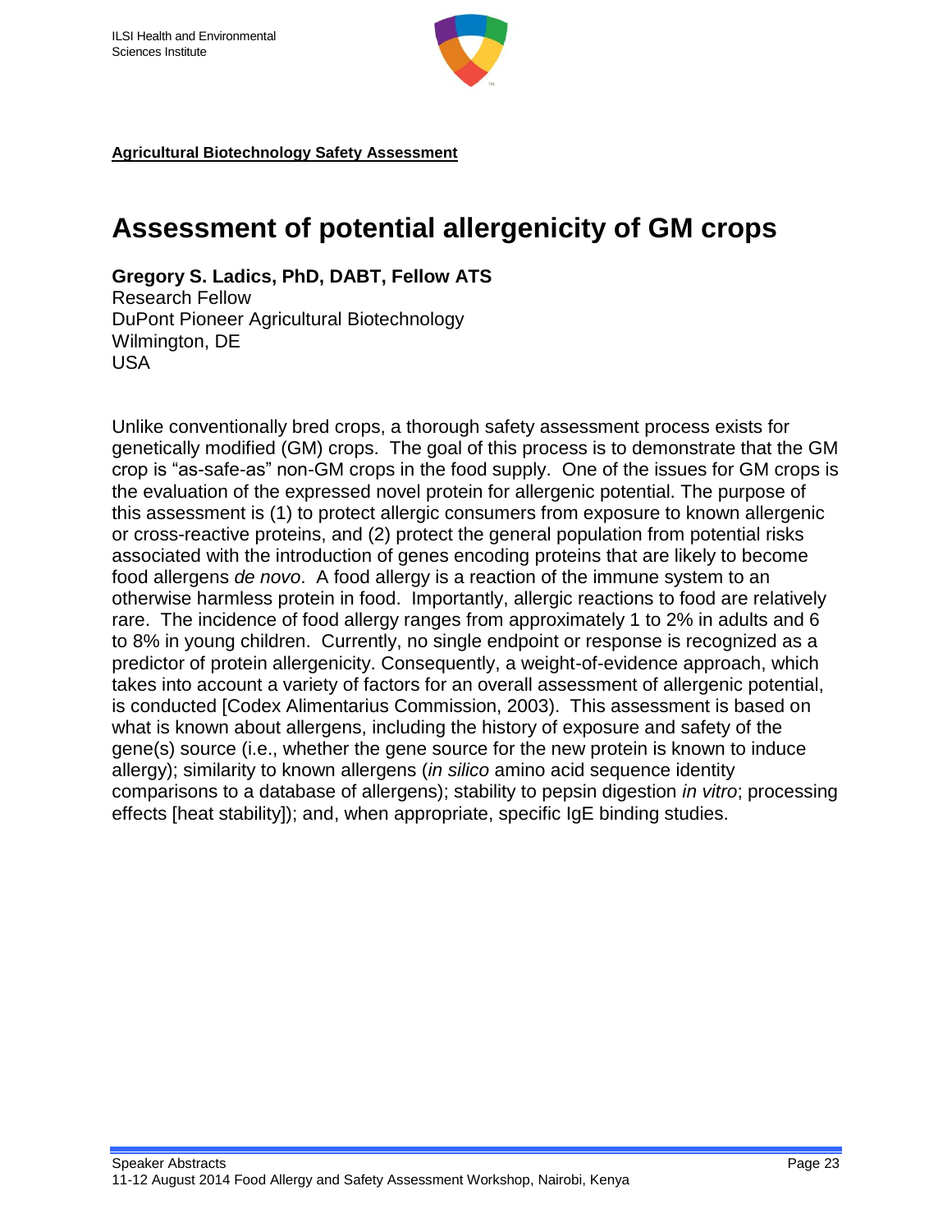**Agricultural Biotechnology Safety Assessment**

# Assessment of potential allergenicity of GM crops

**Gregory S. Ladics, PhD, DABT, Fellow ATS**
Research Fellow
DuPont Pioneer Agricultural Biotechnology
Wilmington, DE
USA

Unlike conventionally bred crops, a thorough safety assessment process exists for genetically modified (GM) crops. The goal of this process is to demonstrate that the GM crop is "as-safe-as" non-GM crops in the food supply. One of the issues for GM crops is the evaluation of the expressed novel protein for allergenic potential. The purpose of this assessment is (1) to protect allergic consumers from exposure to known allergenic or cross-reactive proteins, and (2) protect the general population from potential risks associated with the introduction of genes encoding proteins that are likely to become food allergens *de novo*. A food allergy is a reaction of the immune system to an otherwise harmless protein in food. Importantly, allergic reactions to food are relatively rare. The incidence of food allergy ranges from approximately 1 to 2% in adults and 6 to 8% in young children. Currently, no single endpoint or response is recognized as a predictor of protein allergenicity. Consequently, a weight-of-evidence approach, which takes into account a variety of factors for an overall assessment of allergenic potential, is conducted [Codex Alimentarius Commission, 2003). This assessment is based on what is known about allergens, including the history of exposure and safety of the gene(s) source (i.e., whether the gene source for the new protein is known to induce allergy); similarity to known allergens (*in silico* amino acid sequence identity comparisons to a database of allergens); stability to pepsin digestion *in vitro*; processing effects [heat stability]); and, when appropriate, specific IgE binding studies.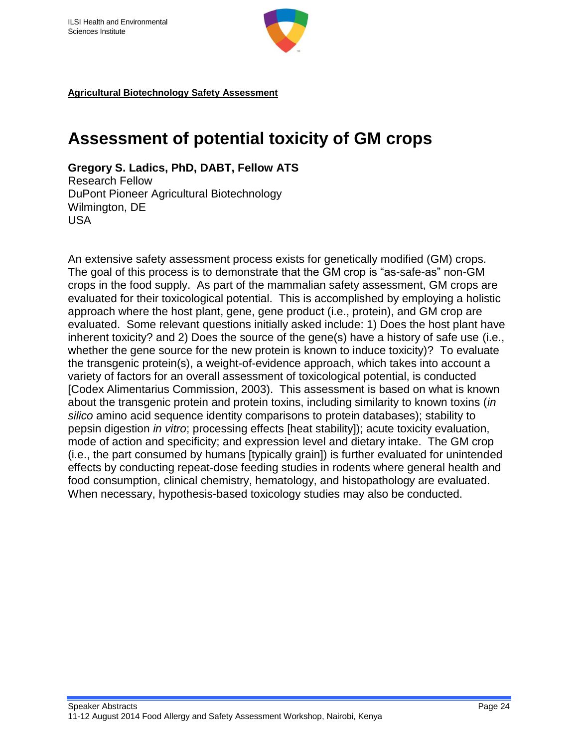**Agricultural Biotechnology Safety Assessment**

# Assessment of potential toxicity of GM crops

**Gregory S. Ladics, PhD, DABT, Fellow ATS**
Research Fellow
DuPont Pioneer Agricultural Biotechnology
Wilmington, DE
USA

An extensive safety assessment process exists for genetically modified (GM) crops. The goal of this process is to demonstrate that the GM crop is "as-safe-as" non-GM crops in the food supply. As part of the mammalian safety assessment, GM crops are evaluated for their toxicological potential. This is accomplished by employing a holistic approach where the host plant, gene, gene product (i.e., protein), and GM crop are evaluated. Some relevant questions initially asked include: 1) Does the host plant have inherent toxicity? and 2) Does the source of the gene(s) have a history of safe use (i.e., whether the gene source for the new protein is known to induce toxicity)? To evaluate the transgenic protein(s), a weight-of-evidence approach, which takes into account a variety of factors for an overall assessment of toxicological potential, is conducted [Codex Alimentarius Commission, 2003). This assessment is based on what is known about the transgenic protein and protein toxins, including similarity to known toxins (*in silico* amino acid sequence identity comparisons to protein databases); stability to pepsin digestion *in vitro*; processing effects [heat stability]); acute toxicity evaluation, mode of action and specificity; and expression level and dietary intake. The GM crop (i.e., the part consumed by humans [typically grain]) is further evaluated for unintended effects by conducting repeat-dose feeding studies in rodents where general health and food consumption, clinical chemistry, hematology, and histopathology are evaluated. When necessary, hypothesis-based toxicology studies may also be conducted.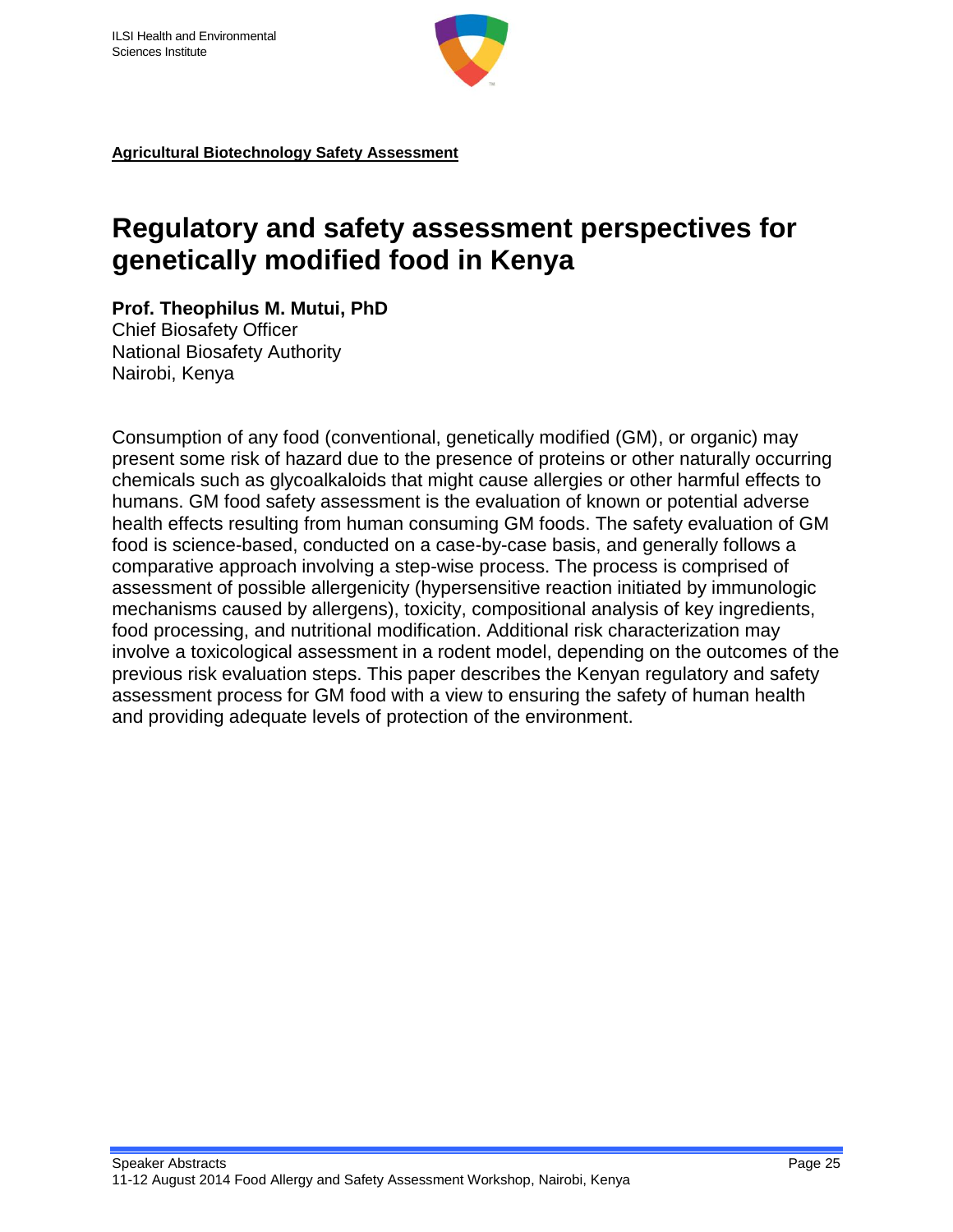**Agricultural Biotechnology Safety Assessment**

# Regulatory and safety assessment perspectives for genetically modified food in Kenya

**Prof. Theophilus M. Mutui, PhD**
Chief Biosafety Officer
National Biosafety Authority
Nairobi, Kenya

Consumption of any food (conventional, genetically modified (GM), or organic) may present some risk of hazard due to the presence of proteins or other naturally occurring chemicals such as glycoalkaloids that might cause allergies or other harmful effects to humans. GM food safety assessment is the evaluation of known or potential adverse health effects resulting from human consuming GM foods. The safety evaluation of GM food is science-based, conducted on a case-by-case basis, and generally follows a comparative approach involving a step-wise process. The process is comprised of assessment of possible allergenicity (hypersensitive reaction initiated by immunologic mechanisms caused by allergens), toxicity, compositional analysis of key ingredients, food processing, and nutritional modification. Additional risk characterization may involve a toxicological assessment in a rodent model, depending on the outcomes of the previous risk evaluation steps. This paper describes the Kenyan regulatory and safety assessment process for GM food with a view to ensuring the safety of human health and providing adequate levels of protection of the environment.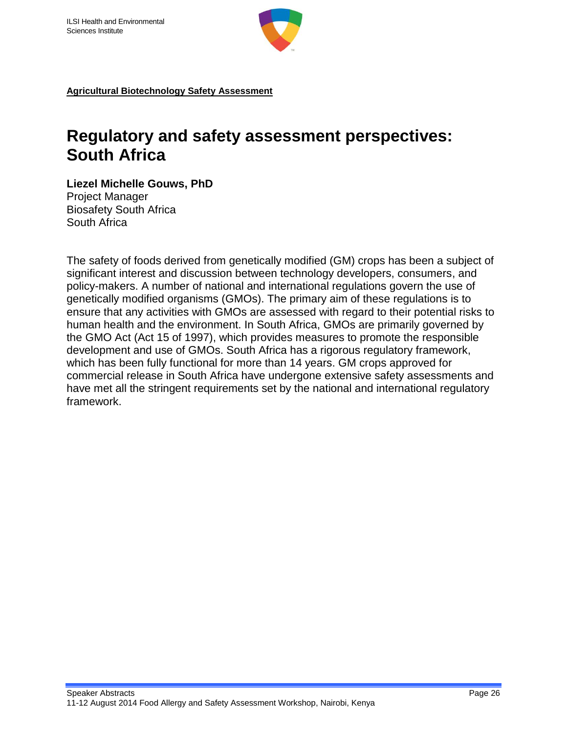**Agricultural Biotechnology Safety Assessment**

# Regulatory and safety assessment perspectives: South Africa

**Liezel Michelle Gouws, PhD**
Project Manager
Biosafety South Africa
South Africa

The safety of foods derived from genetically modified (GM) crops has been a subject of significant interest and discussion between technology developers, consumers, and policy-makers. A number of national and international regulations govern the use of genetically modified organisms (GMOs). The primary aim of these regulations is to ensure that any activities with GMOs are assessed with regard to their potential risks to human health and the environment. In South Africa, GMOs are primarily governed by the GMO Act (Act 15 of 1997), which provides measures to promote the responsible development and use of GMOs. South Africa has a rigorous regulatory framework, which has been fully functional for more than 14 years. GM crops approved for commercial release in South Africa have undergone extensive safety assessments and have met all the stringent requirements set by the national and international regulatory framework.